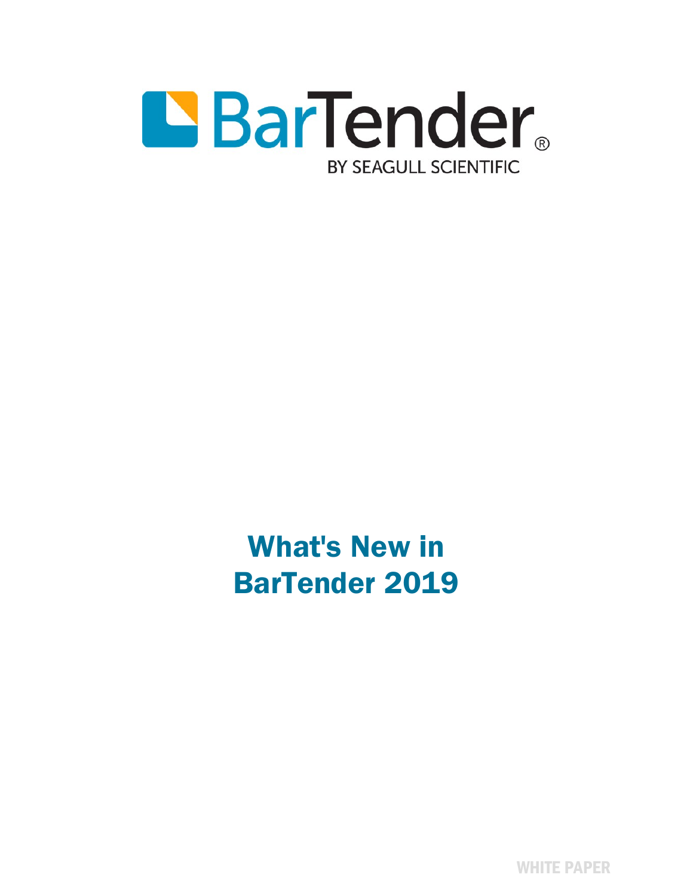BarTender®

BY SEAGULL SCIENTIFIC

# What's New in BarTender 2019

WHITE PAPER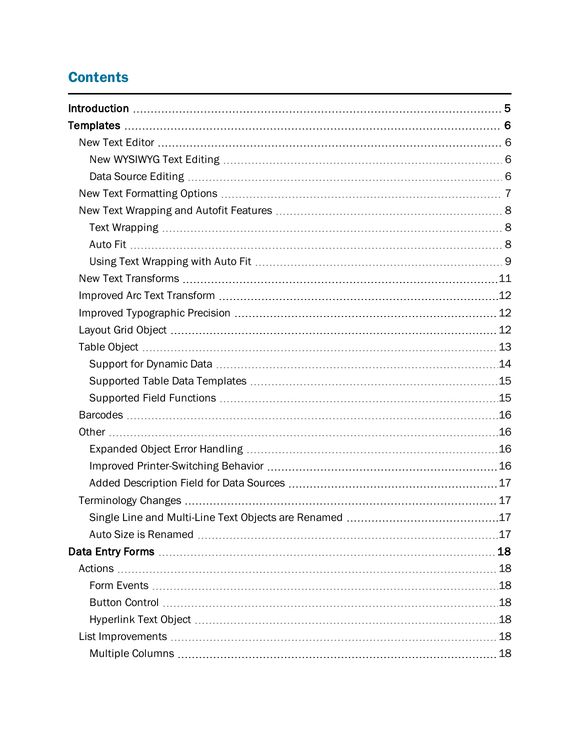# Contents

- **Introduction** ..... 5
- **Templates** ..... 6
  - New Text Editor ..... 6
    - New WYSIWYG Text Editing ..... 6
    - Data Source Editing ..... 6
  - New Text Formatting Options ..... 7
  - New Text Wrapping and Autofit Features ..... 8
    - Text Wrapping ..... 8
    - Auto Fit ..... 8
    - Using Text Wrapping with Auto Fit ..... 9
  - New Text Transforms ..... 11
  - Improved Arc Text Transform ..... 12
  - Improved Typographic Precision ..... 12
  - Layout Grid Object ..... 12
  - Table Object ..... 13
    - Support for Dynamic Data ..... 14
    - Supported Table Data Templates ..... 15
    - Supported Field Functions ..... 15
  - Barcodes ..... 16
  - Other ..... 16
    - Expanded Object Error Handling ..... 16
    - Improved Printer-Switching Behavior ..... 16
    - Added Description Field for Data Sources ..... 17
  - Terminology Changes ..... 17
    - Single Line and Multi-Line Text Objects are Renamed ..... 17
    - Auto Size is Renamed ..... 17
- **Data Entry Forms** ..... 18
  - Actions ..... 18
    - Form Events ..... 18
    - Button Control ..... 18
    - Hyperlink Text Object ..... 18
  - List Improvements ..... 18
    - Multiple Columns ..... 18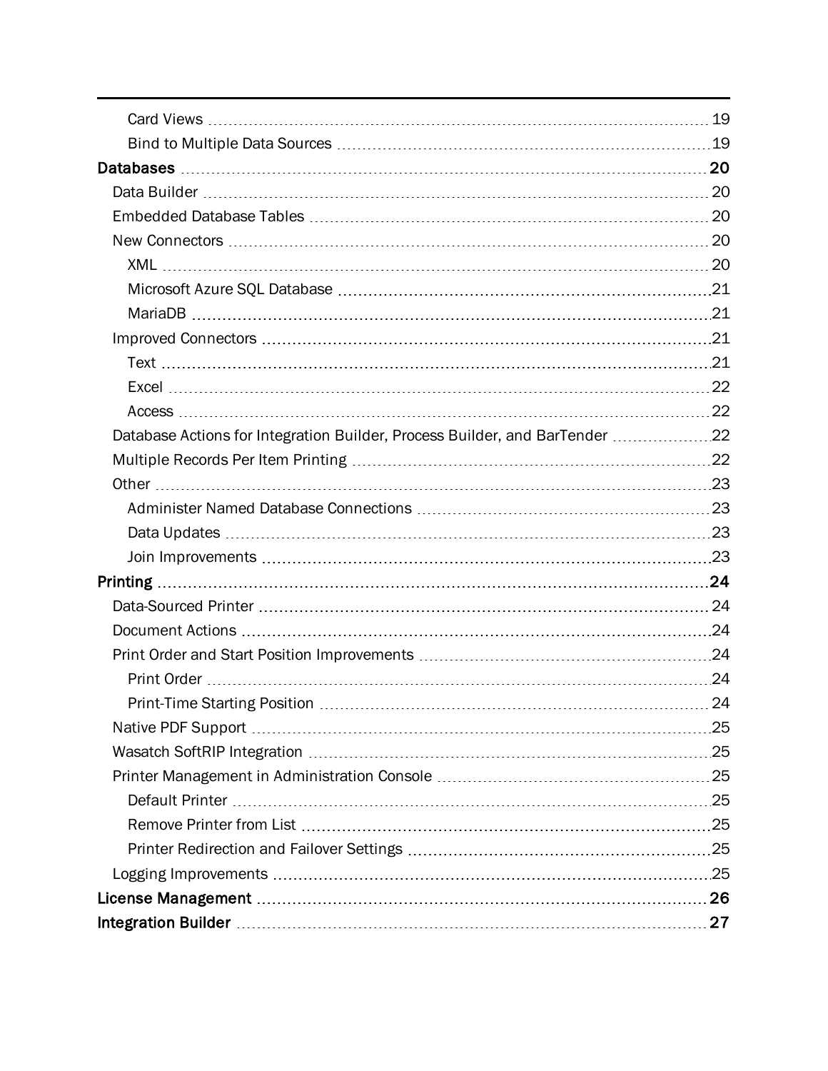- Card Views ... 19
- Bind to Multiple Data Sources ... 19

**Databases ... 20**

- Data Builder ... 20
- Embedded Database Tables ... 20
- New Connectors ... 20
  - XML ... 20
  - Microsoft Azure SQL Database ... 21
  - MariaDB ... 21
- Improved Connectors ... 21
  - Text ... 21
  - Excel ... 22
  - Access ... 22
- Database Actions for Integration Builder, Process Builder, and BarTender ... 22
- Multiple Records Per Item Printing ... 22
- Other ... 23
  - Administer Named Database Connections ... 23
  - Data Updates ... 23
  - Join Improvements ... 23

**Printing ... 24**

- Data-Sourced Printer ... 24
- Document Actions ... 24
- Print Order and Start Position Improvements ... 24
  - Print Order ... 24
  - Print-Time Starting Position ... 24
- Native PDF Support ... 25
- Wasatch SoftRIP Integration ... 25
- Printer Management in Administration Console ... 25
  - Default Printer ... 25
  - Remove Printer from List ... 25
  - Printer Redirection and Failover Settings ... 25
- Logging Improvements ... 25

**License Management ... 26**

**Integration Builder ... 27**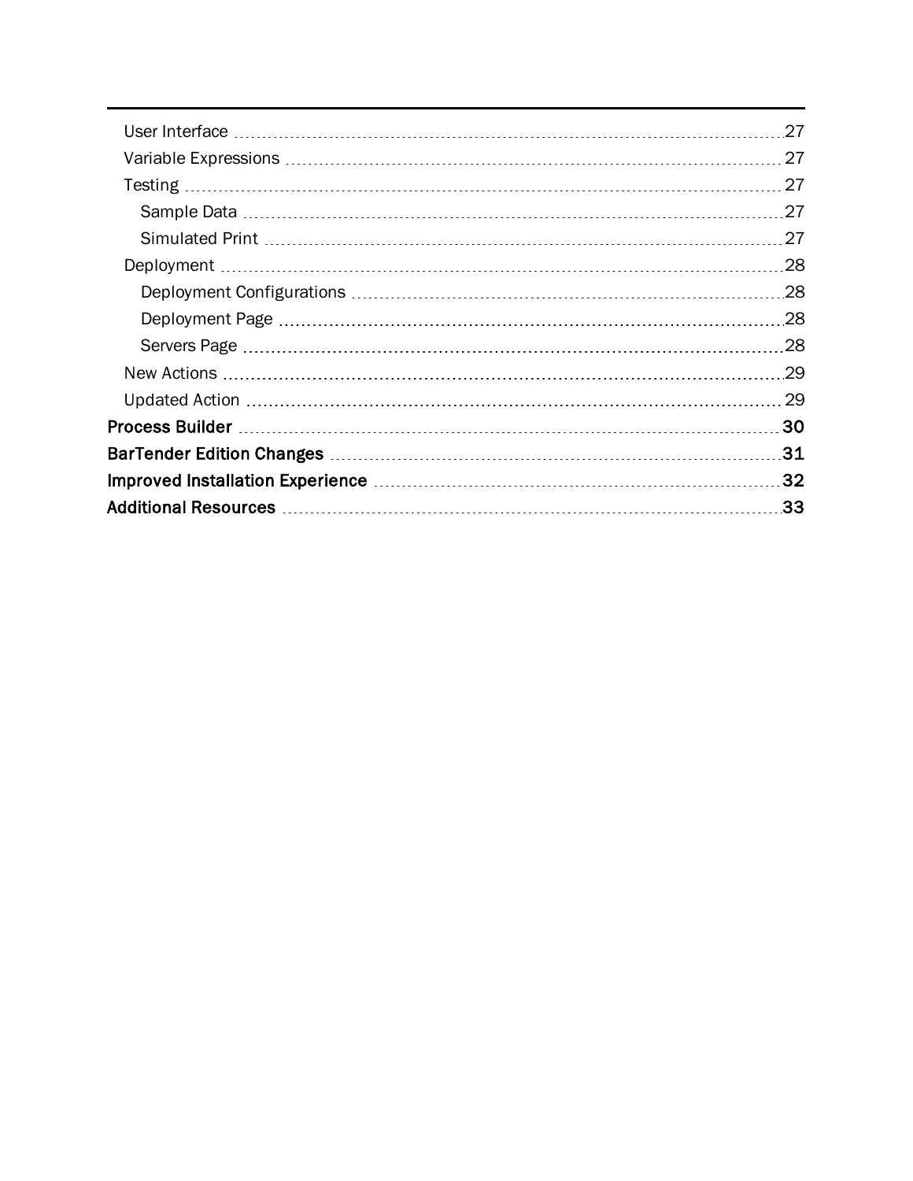- User Interface 27
- Variable Expressions 27
- Testing 27
  - Sample Data 27
  - Simulated Print 27
- Deployment 28
  - Deployment Configurations 28
  - Deployment Page 28
  - Servers Page 28
- New Actions 29
- Updated Action 29

**Process Builder** 30

**BarTender Edition Changes** 31

**Improved Installation Experience** 32

**Additional Resources** 33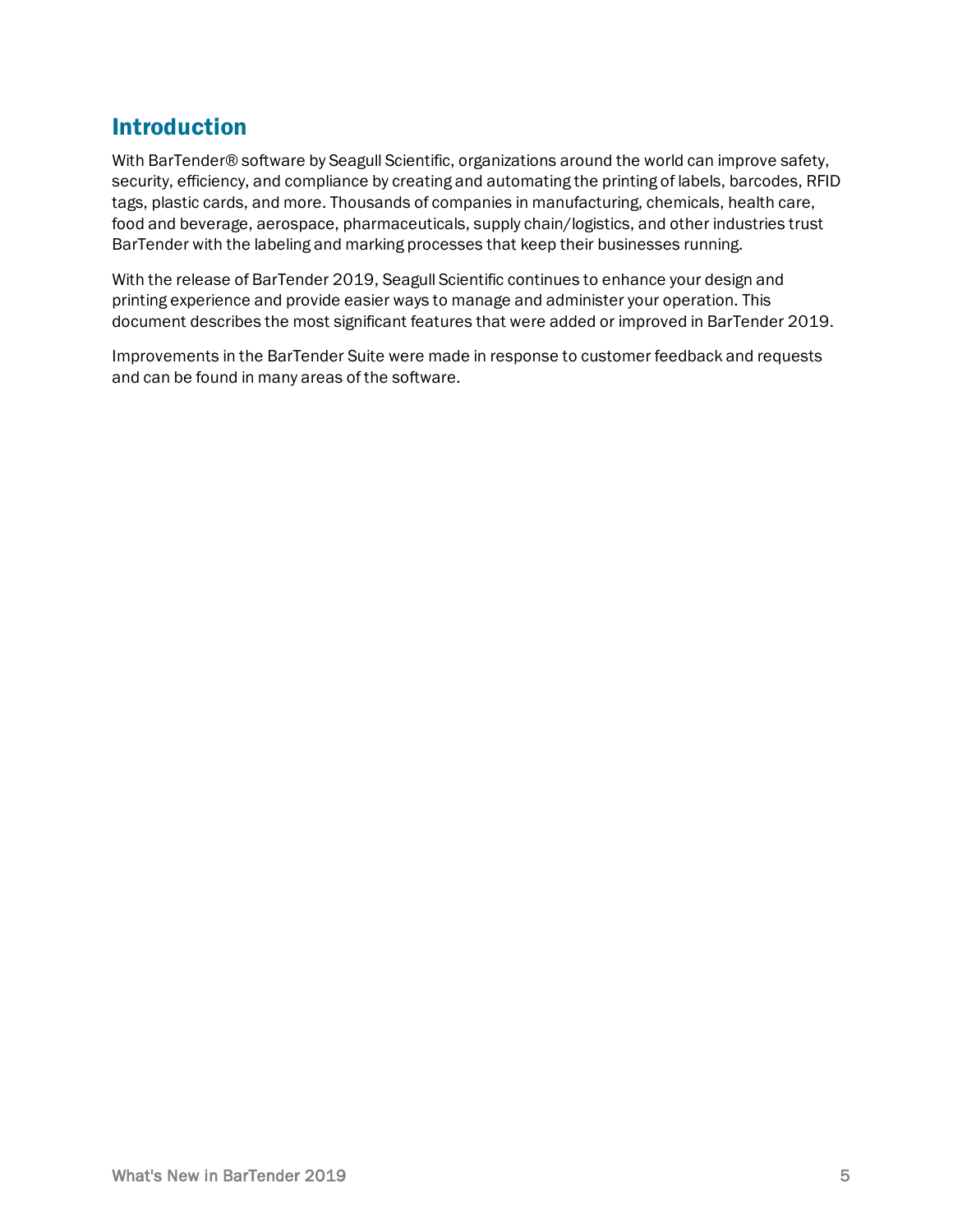# Introduction

With BarTender® software by Seagull Scientific, organizations around the world can improve safety, security, efficiency, and compliance by creating and automating the printing of labels, barcodes, RFID tags, plastic cards, and more. Thousands of companies in manufacturing, chemicals, health care, food and beverage, aerospace, pharmaceuticals, supply chain/logistics, and other industries trust BarTender with the labeling and marking processes that keep their businesses running.

With the release of BarTender 2019, Seagull Scientific continues to enhance your design and printing experience and provide easier ways to manage and administer your operation. This document describes the most significant features that were added or improved in BarTender 2019.

Improvements in the BarTender Suite were made in response to customer feedback and requests and can be found in many areas of the software.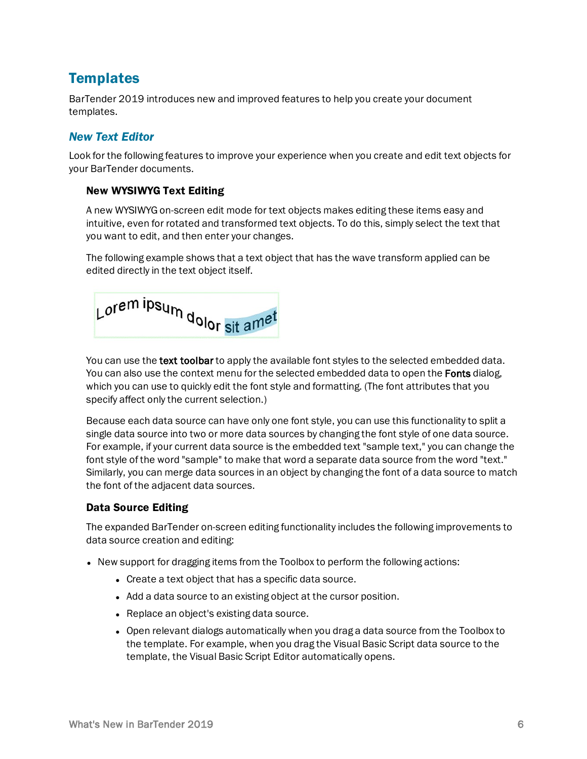## Templates

BarTender 2019 introduces new and improved features to help you create your document templates.

### *New Text Editor*

Look for the following features to improve your experience when you create and edit text objects for your BarTender documents.

#### New WYSIWYG Text Editing

A new WYSIWYG on-screen edit mode for text objects makes editing these items easy and intuitive, even for rotated and transformed text objects. To do this, simply select the text that you want to edit, and then enter your changes.

The following example shows that a text object that has the wave transform applied can be edited directly in the text object itself.

Lorem ipsum dolor sit amet

You can use the **text toolbar** to apply the available font styles to the selected embedded data. You can also use the context menu for the selected embedded data to open the **Fonts** dialog, which you can use to quickly edit the font style and formatting. (The font attributes that you specify affect only the current selection.)

Because each data source can have only one font style, you can use this functionality to split a single data source into two or more data sources by changing the font style of one data source. For example, if your current data source is the embedded text "sample text," you can change the font style of the word "sample" to make that word a separate data source from the word "text." Similarly, you can merge data sources in an object by changing the font of a data source to match the font of the adjacent data sources.

#### Data Source Editing

The expanded BarTender on-screen editing functionality includes the following improvements to data source creation and editing:

- New support for dragging items from the Toolbox to perform the following actions:
  - Create a text object that has a specific data source.
  - Add a data source to an existing object at the cursor position.
  - Replace an object's existing data source.
  - Open relevant dialogs automatically when you drag a data source from the Toolbox to the template. For example, when you drag the Visual Basic Script data source to the template, the Visual Basic Script Editor automatically opens.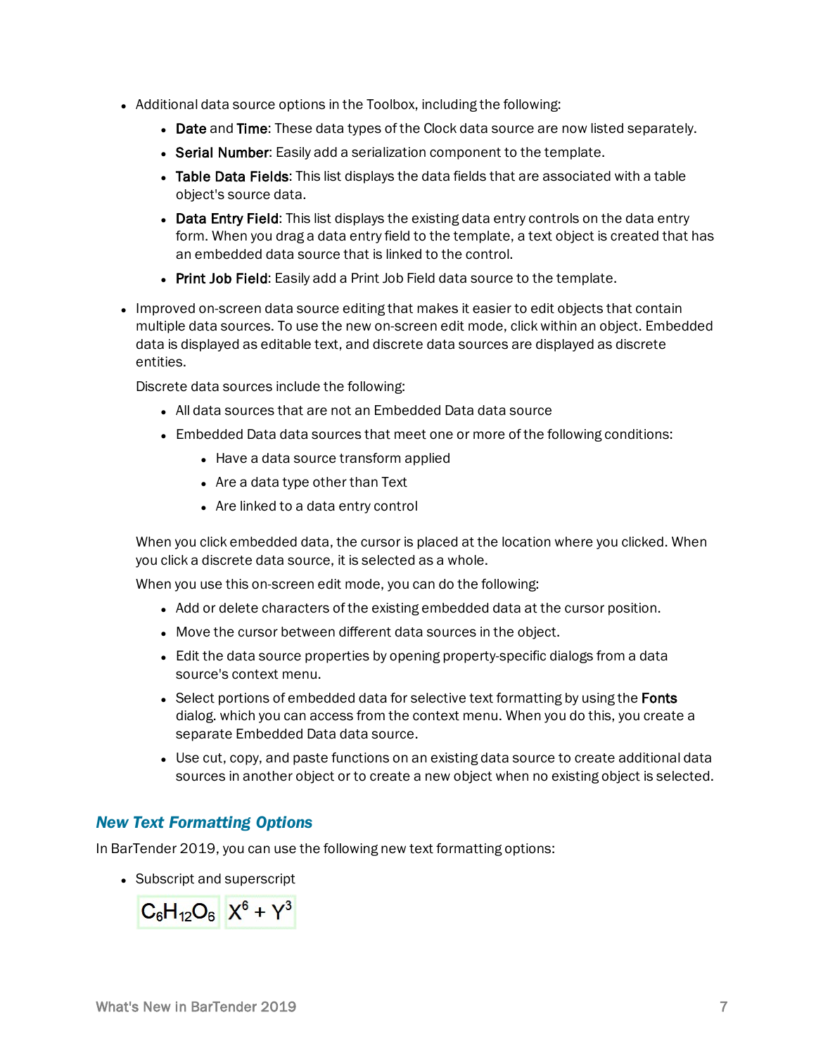- Additional data source options in the Toolbox, including the following:
  - **Date** and **Time**: These data types of the Clock data source are now listed separately.
  - **Serial Number**: Easily add a serialization component to the template.
  - **Table Data Fields**: This list displays the data fields that are associated with a table object's source data.
  - **Data Entry Field**: This list displays the existing data entry controls on the data entry form. When you drag a data entry field to the template, a text object is created that has an embedded data source that is linked to the control.
  - **Print Job Field**: Easily add a Print Job Field data source to the template.
- Improved on-screen data source editing that makes it easier to edit objects that contain multiple data sources. To use the new on-screen edit mode, click within an object. Embedded data is displayed as editable text, and discrete data sources are displayed as discrete entities.

  Discrete data sources include the following:

  - All data sources that are not an Embedded Data data source
  - Embedded Data data sources that meet one or more of the following conditions:
    - Have a data source transform applied
    - Are a data type other than Text
    - Are linked to a data entry control

  When you click embedded data, the cursor is placed at the location where you clicked. When you click a discrete data source, it is selected as a whole.

  When you use this on-screen edit mode, you can do the following:

  - Add or delete characters of the existing embedded data at the cursor position.
  - Move the cursor between different data sources in the object.
  - Edit the data source properties by opening property-specific dialogs from a data source's context menu.
  - Select portions of embedded data for selective text formatting by using the **Fonts** dialog. which you can access from the context menu. When you do this, you create a separate Embedded Data data source.
  - Use cut, copy, and paste functions on an existing data source to create additional data sources in another object or to create a new object when no existing object is selected.

## *New Text Formatting Options*

In BarTender 2019, you can use the following new text formatting options:

- Subscript and superscript

  $C_6H_{12}O_6$ $X^6 + Y^3$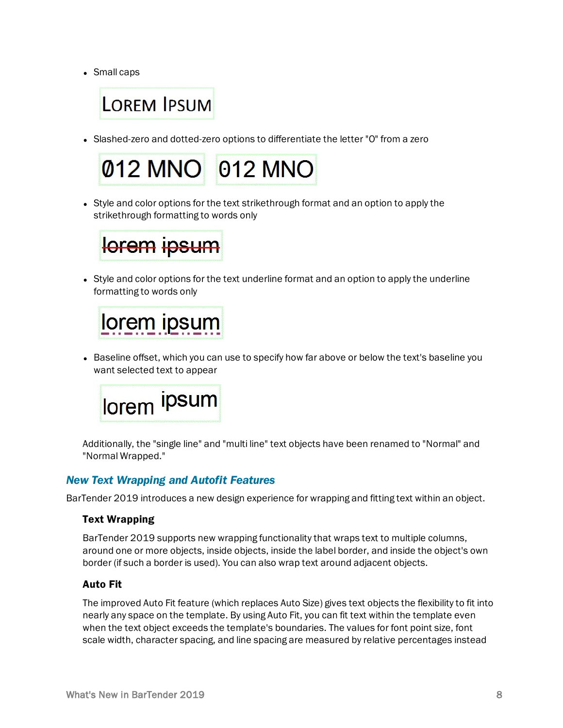- Small caps

LOREM IPSUM

- Slashed-zero and dotted-zero options to differentiate the letter "O" from a zero

Ø12 MNO   012 MNO

- Style and color options for the text strikethrough format and an option to apply the strikethrough formatting to words only

lorem ipsum

- Style and color options for the text underline format and an option to apply the underline formatting to words only

lorem ipsum

- Baseline offset, which you can use to specify how far above or below the text's baseline you want selected text to appear

lorem ipsum

Additionally, the "single line" and "multi line" text objects have been renamed to "Normal" and "Normal Wrapped."

## New Text Wrapping and Autofit Features

BarTender 2019 introduces a new design experience for wrapping and fitting text within an object.

### Text Wrapping

BarTender 2019 supports new wrapping functionality that wraps text to multiple columns, around one or more objects, inside objects, inside the label border, and inside the object's own border (if such a border is used). You can also wrap text around adjacent objects.

### Auto Fit

The improved Auto Fit feature (which replaces Auto Size) gives text objects the flexibility to fit into nearly any space on the template. By using Auto Fit, you can fit text within the template even when the text object exceeds the template's boundaries. The values for font point size, font scale width, character spacing, and line spacing are measured by relative percentages instead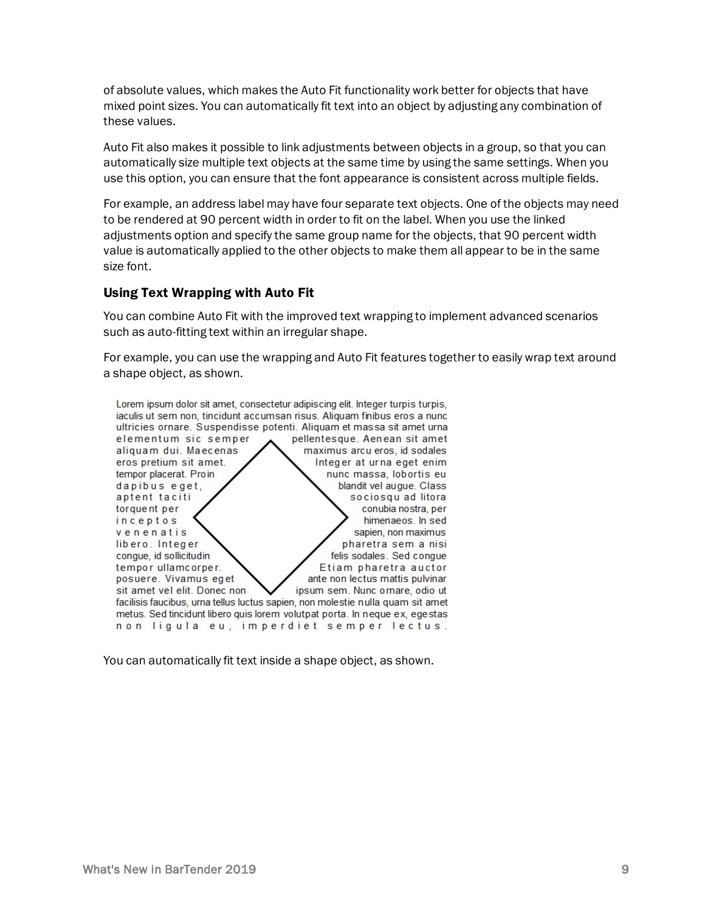of absolute values, which makes the Auto Fit functionality work better for objects that have mixed point sizes. You can automatically fit text into an object by adjusting any combination of these values.

Auto Fit also makes it possible to link adjustments between objects in a group, so that you can automatically size multiple text objects at the same time by using the same settings. When you use this option, you can ensure that the font appearance is consistent across multiple fields.

For example, an address label may have four separate text objects. One of the objects may need to be rendered at 90 percent width in order to fit on the label. When you use the linked adjustments option and specify the same group name for the objects, that 90 percent width value is automatically applied to the other objects to make them all appear to be in the same size font.

### Using Text Wrapping with Auto Fit

You can combine Auto Fit with the improved text wrapping to implement advanced scenarios such as auto-fitting text within an irregular shape.

For example, you can use the wrapping and Auto Fit features together to easily wrap text around a shape object, as shown.

You can automatically fit text inside a shape object, as shown.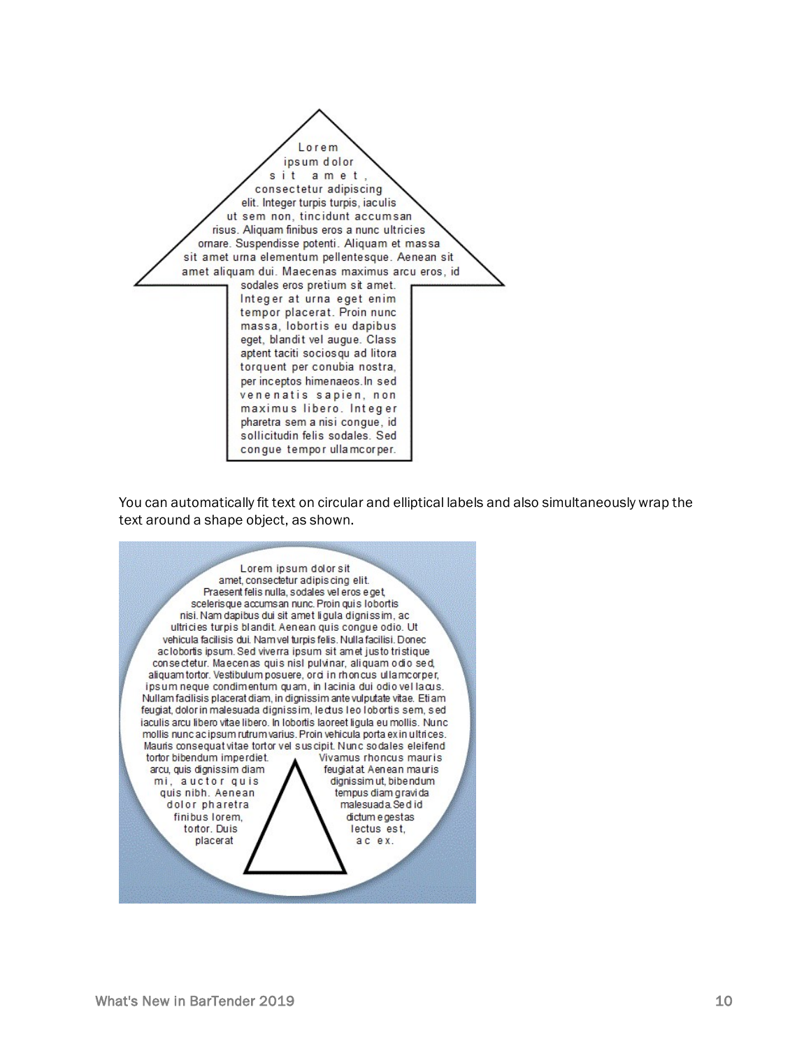You can automatically fit text on circular and elliptical labels and also simultaneously wrap the text around a shape object, as shown.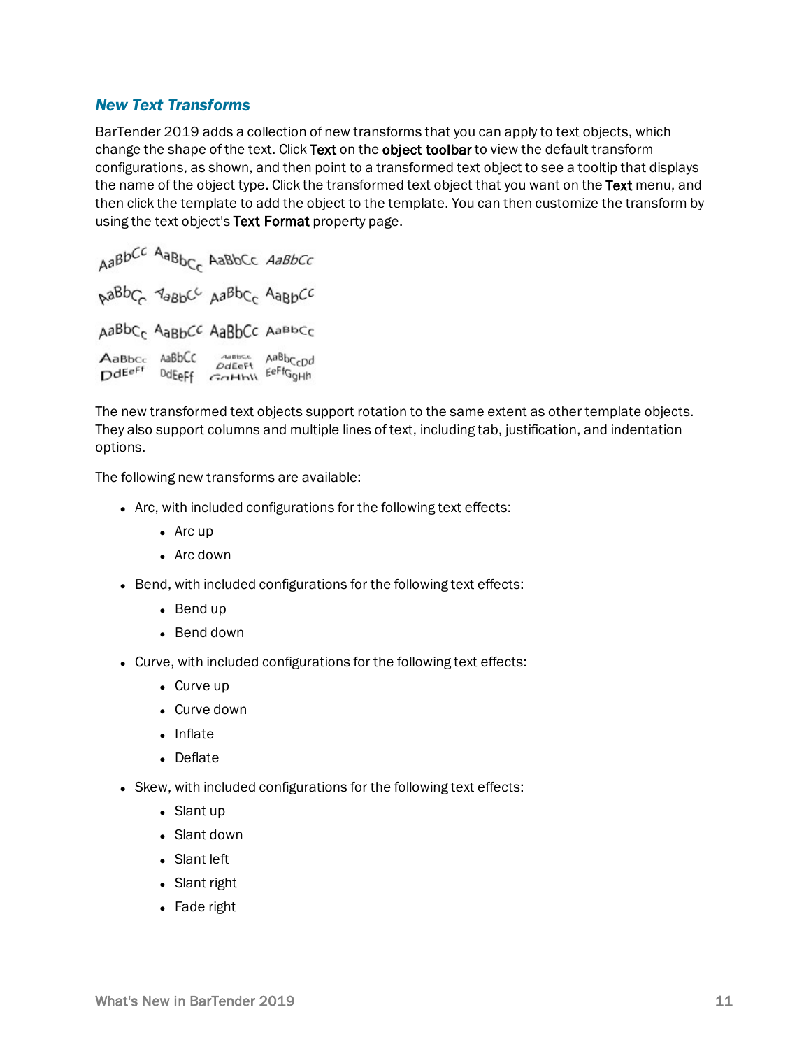### *New Text Transforms*

BarTender 2019 adds a collection of new transforms that you can apply to text objects, which change the shape of the text. Click **Text** on the **object toolbar** to view the default transform configurations, as shown, and then point to a transformed text object to see a tooltip that displays the name of the object type. Click the transformed text object that you want on the **Text** menu, and then click the template to add the object to the template. You can then customize the transform by using the text object's **Text Format** property page.

The new transformed text objects support rotation to the same extent as other template objects. They also support columns and multiple lines of text, including tab, justification, and indentation options.

The following new transforms are available:

- Arc, with included configurations for the following text effects:
  - Arc up
  - Arc down
- Bend, with included configurations for the following text effects:
  - Bend up
  - Bend down
- Curve, with included configurations for the following text effects:
  - Curve up
  - Curve down
  - Inflate
  - Deflate
- Skew, with included configurations for the following text effects:
  - Slant up
  - Slant down
  - Slant left
  - Slant right
  - Fade right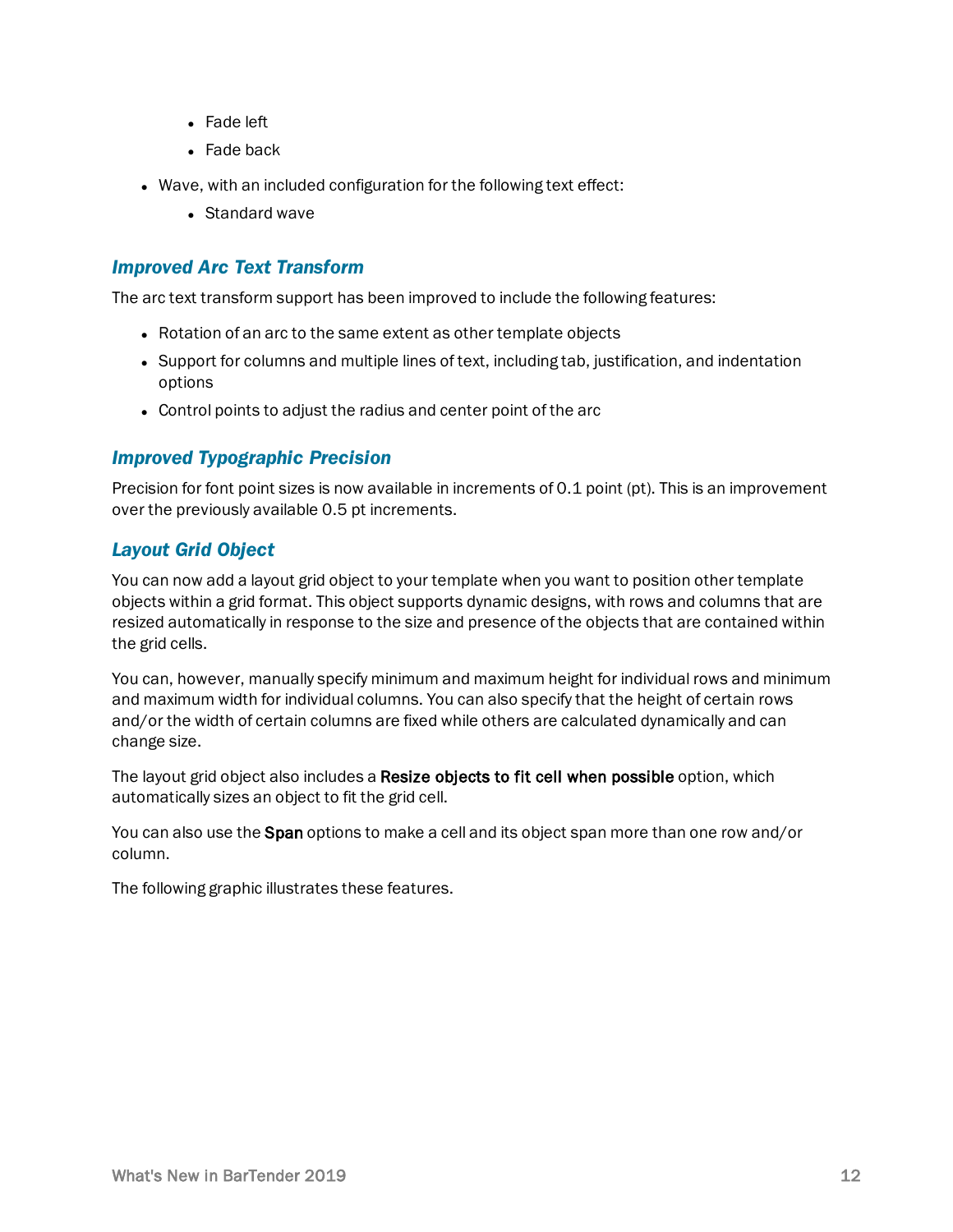- Fade left
  - Fade back
- Wave, with an included configuration for the following text effect:
  - Standard wave

### *Improved Arc Text Transform*

The arc text transform support has been improved to include the following features:

- Rotation of an arc to the same extent as other template objects
- Support for columns and multiple lines of text, including tab, justification, and indentation options
- Control points to adjust the radius and center point of the arc

### *Improved Typographic Precision*

Precision for font point sizes is now available in increments of 0.1 point (pt). This is an improvement over the previously available 0.5 pt increments.

### *Layout Grid Object*

You can now add a layout grid object to your template when you want to position other template objects within a grid format. This object supports dynamic designs, with rows and columns that are resized automatically in response to the size and presence of the objects that are contained within the grid cells.

You can, however, manually specify minimum and maximum height for individual rows and minimum and maximum width for individual columns. You can also specify that the height of certain rows and/or the width of certain columns are fixed while others are calculated dynamically and can change size.

The layout grid object also includes a **Resize objects to fit cell when possible** option, which automatically sizes an object to fit the grid cell.

You can also use the **Span** options to make a cell and its object span more than one row and/or column.

The following graphic illustrates these features.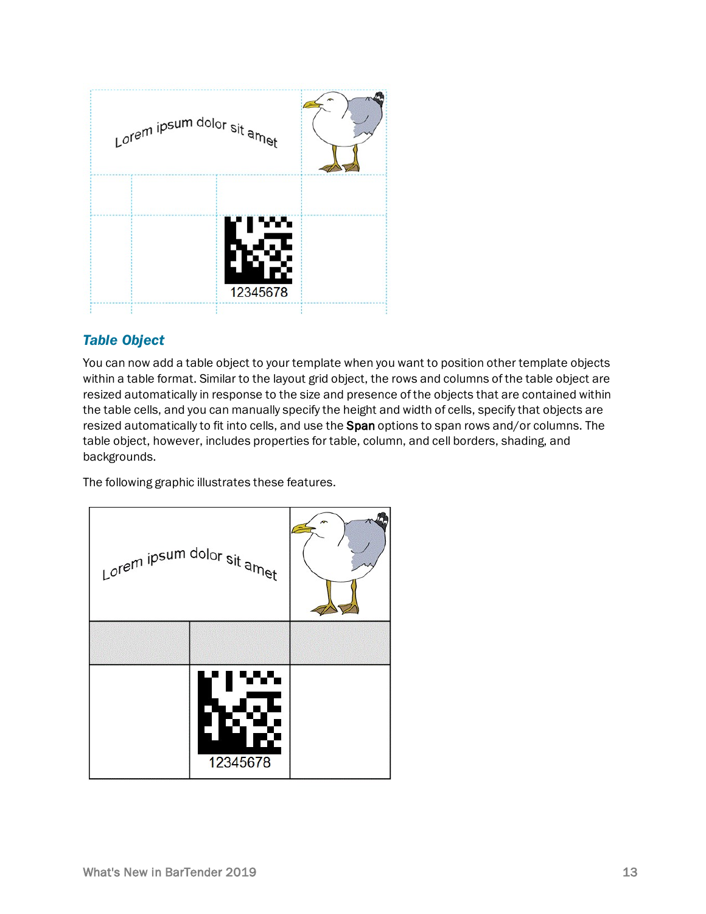## *Table Object*

You can now add a table object to your template when you want to position other template objects within a table format. Similar to the layout grid object, the rows and columns of the table object are resized automatically in response to the size and presence of the objects that are contained within the table cells, and you can manually specify the height and width of cells, specify that objects are resized automatically to fit into cells, and use the **Span** options to span rows and/or columns. The table object, however, includes properties for table, column, and cell borders, shading, and backgrounds.

The following graphic illustrates these features.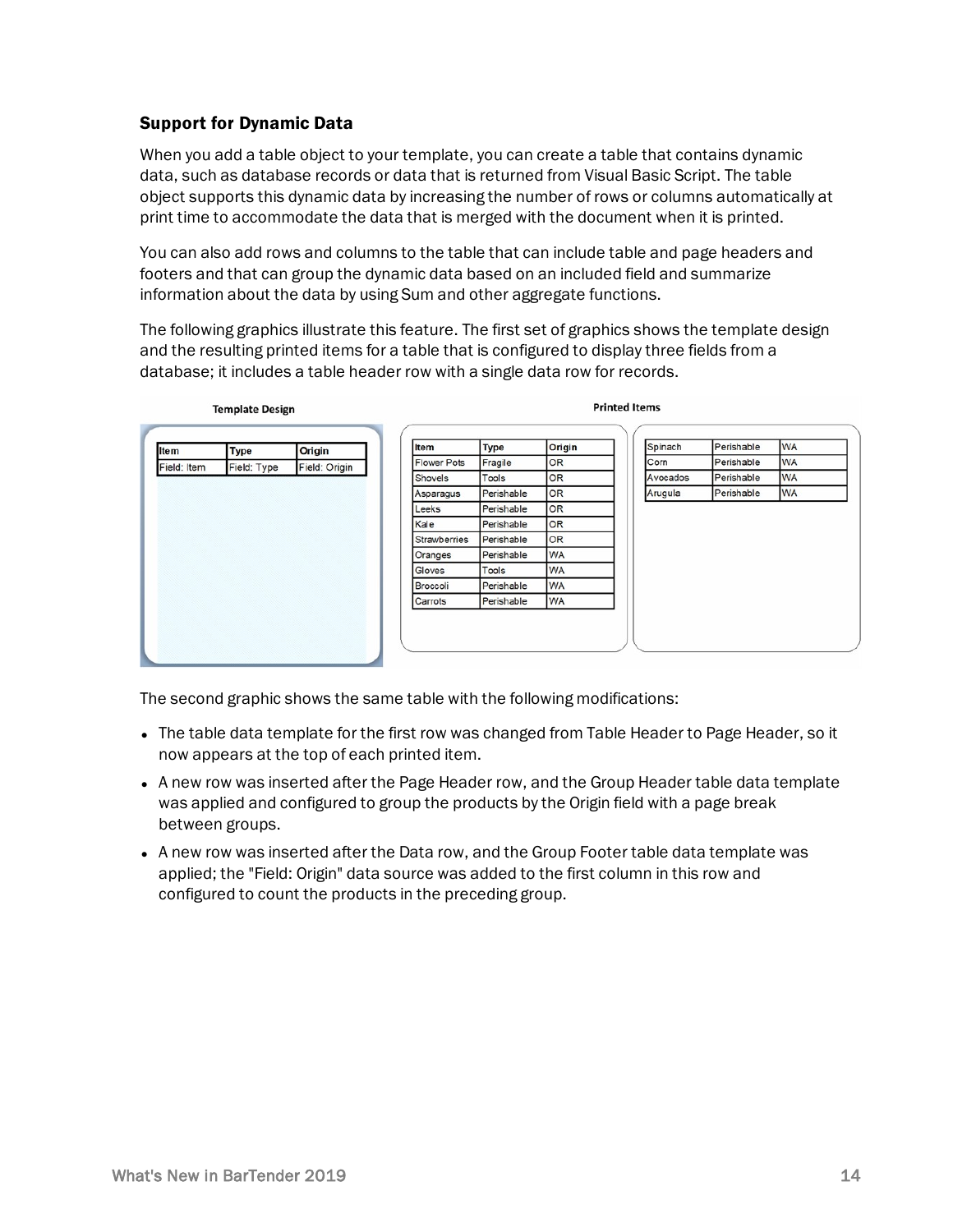### Support for Dynamic Data

When you add a table object to your template, you can create a table that contains dynamic data, such as database records or data that is returned from Visual Basic Script. The table object supports this dynamic data by increasing the number of rows or columns automatically at print time to accommodate the data that is merged with the document when it is printed.

You can also add rows and columns to the table that can include table and page headers and footers and that can group the dynamic data based on an included field and summarize information about the data by using Sum and other aggregate functions.

The following graphics illustrate this feature. The first set of graphics shows the template design and the resulting printed items for a table that is configured to display three fields from a database; it includes a table header row with a single data row for records.

**Template Design**

| Item | Type | Origin |
| --- | --- | --- |
| Field: Item | Field: Type | Field: Origin |

**Printed Items**

| Item | Type | Origin |
| --- | --- | --- |
| Flower Pots | Fragile | OR |
| Shovels | Tools | OR |
| Asparagus | Perishable | OR |
| Leeks | Perishable | OR |
| Kale | Perishable | OR |
| Strawberries | Perishable | OR |
| Oranges | Perishable | WA |
| Gloves | Tools | WA |
| Broccoli | Perishable | WA |
| Carrots | Perishable | WA |

| | | |
| --- | --- | --- |
| Spinach | Perishable | WA |
| Corn | Perishable | WA |
| Avocados | Perishable | WA |
| Arugula | Perishable | WA |

The second graphic shows the same table with the following modifications:

- The table data template for the first row was changed from Table Header to Page Header, so it now appears at the top of each printed item.
- A new row was inserted after the Page Header row, and the Group Header table data template was applied and configured to group the products by the Origin field with a page break between groups.
- A new row was inserted after the Data row, and the Group Footer table data template was applied; the "Field: Origin" data source was added to the first column in this row and configured to count the products in the preceding group.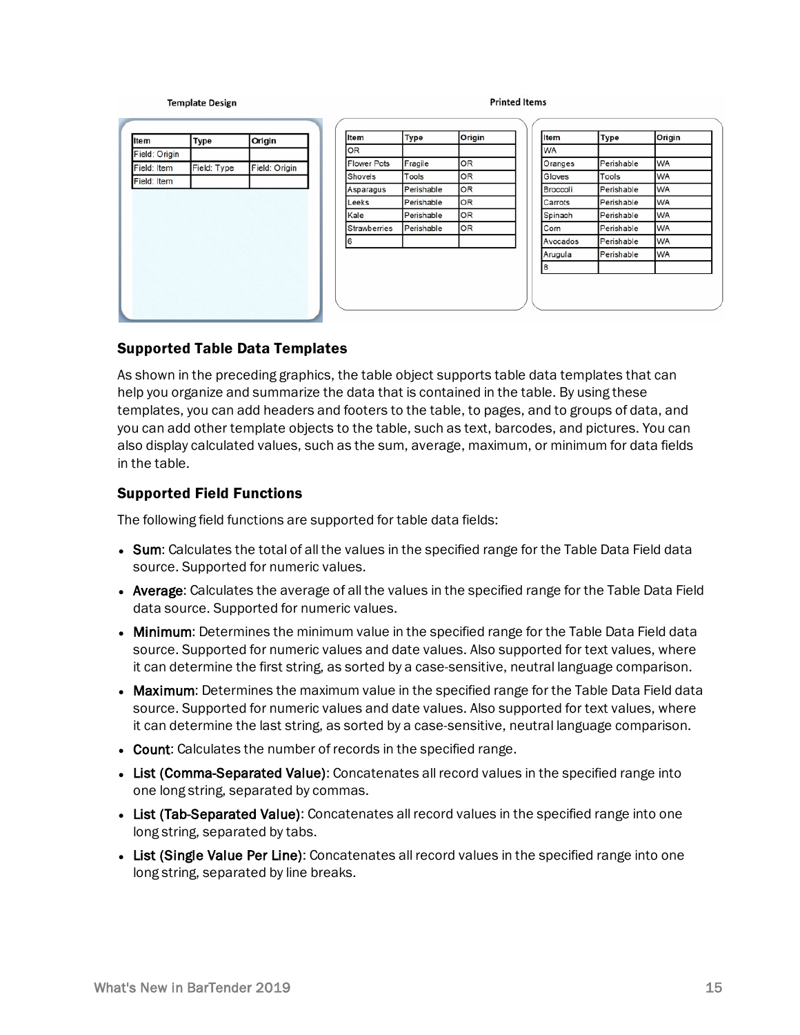**Template Design**

| Item | Type | Origin |
|---|---|---|
| Field: Origin | | |
| Field: Item | Field: Type | Field: Origin |
| Field: Item | | |

**Printed Items**

| Item | Type | Origin |
|---|---|---|
| OR | | |
| Flower Pots | Fragile | OR |
| Shovels | Tools | OR |
| Asparagus | Perishable | OR |
| Leeks | Perishable | OR |
| Kale | Perishable | OR |
| Strawberries | Perishable | OR |
| 6 | | |

| Item | Type | Origin |
|---|---|---|
| WA | | |
| Oranges | Perishable | WA |
| Gloves | Tools | WA |
| Broccoli | Perishable | WA |
| Carrots | Perishable | WA |
| Spinach | Perishable | WA |
| Corn | Perishable | WA |
| Avocados | Perishable | WA |
| Arugula | Perishable | WA |
| 8 | | |

### Supported Table Data Templates

As shown in the preceding graphics, the table object supports table data templates that can help you organize and summarize the data that is contained in the table. By using these templates, you can add headers and footers to the table, to pages, and to groups of data, and you can add other template objects to the table, such as text, barcodes, and pictures. You can also display calculated values, such as the sum, average, maximum, or minimum for data fields in the table.

### Supported Field Functions

The following field functions are supported for table data fields:

- **Sum**: Calculates the total of all the values in the specified range for the Table Data Field data source. Supported for numeric values.
- **Average**: Calculates the average of all the values in the specified range for the Table Data Field data source. Supported for numeric values.
- **Minimum**: Determines the minimum value in the specified range for the Table Data Field data source. Supported for numeric values and date values. Also supported for text values, where it can determine the first string, as sorted by a case-sensitive, neutral language comparison.
- **Maximum**: Determines the maximum value in the specified range for the Table Data Field data source. Supported for numeric values and date values. Also supported for text values, where it can determine the last string, as sorted by a case-sensitive, neutral language comparison.
- **Count**: Calculates the number of records in the specified range.
- **List (Comma-Separated Value)**: Concatenates all record values in the specified range into one long string, separated by commas.
- **List (Tab-Separated Value)**: Concatenates all record values in the specified range into one long string, separated by tabs.
- **List (Single Value Per Line)**: Concatenates all record values in the specified range into one long string, separated by line breaks.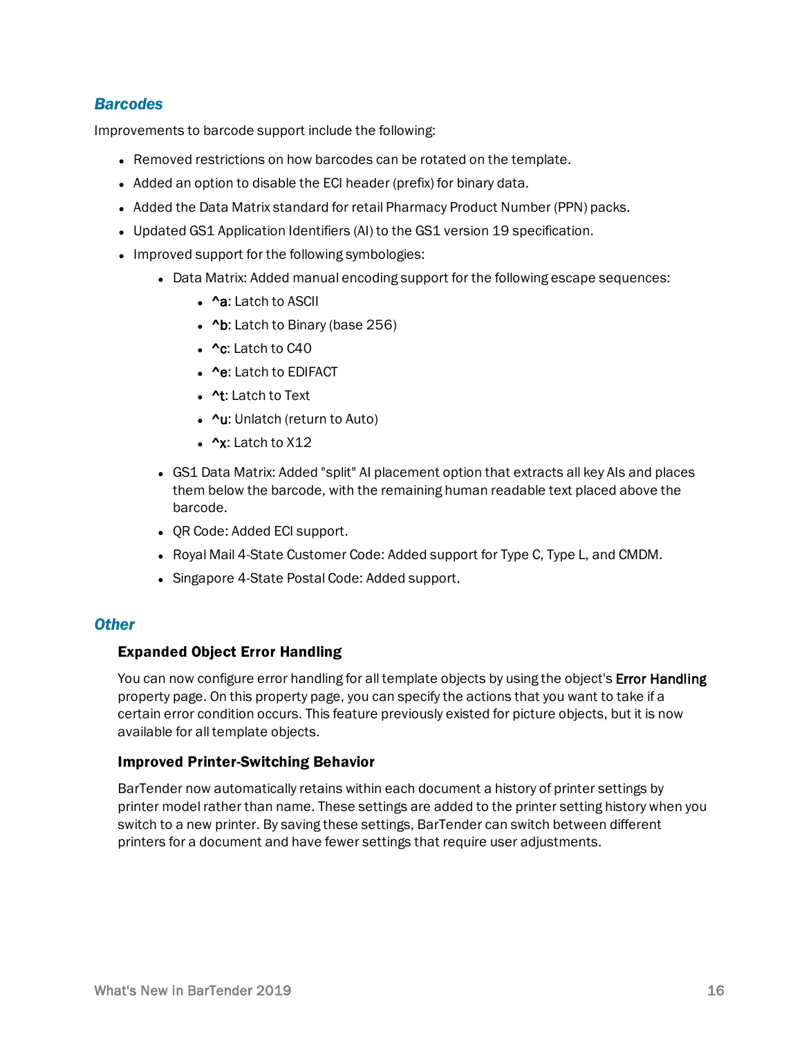## Barcodes

Improvements to barcode support include the following:

- Removed restrictions on how barcodes can be rotated on the template.
- Added an option to disable the ECI header (prefix) for binary data.
- Added the Data Matrix standard for retail Pharmacy Product Number (PPN) packs.
- Updated GS1 Application Identifiers (AI) to the GS1 version 19 specification.
- Improved support for the following symbologies:
  - Data Matrix: Added manual encoding support for the following escape sequences:
    - **^a**: Latch to ASCII
    - **^b**: Latch to Binary (base 256)
    - **^c**: Latch to C40
    - **^e**: Latch to EDIFACT
    - **^t**: Latch to Text
    - **^u**: Unlatch (return to Auto)
    - **^x**: Latch to X12
  - GS1 Data Matrix: Added "split" AI placement option that extracts all key AIs and places them below the barcode, with the remaining human readable text placed above the barcode.
  - QR Code: Added ECI support.
  - Royal Mail 4-State Customer Code: Added support for Type C, Type L, and CMDM.
  - Singapore 4-State Postal Code: Added support.

## Other

### Expanded Object Error Handling

You can now configure error handling for all template objects by using the object's **Error Handling** property page. On this property page, you can specify the actions that you want to take if a certain error condition occurs. This feature previously existed for picture objects, but it is now available for all template objects.

### Improved Printer-Switching Behavior

BarTender now automatically retains within each document a history of printer settings by printer model rather than name. These settings are added to the printer setting history when you switch to a new printer. By saving these settings, BarTender can switch between different printers for a document and have fewer settings that require user adjustments.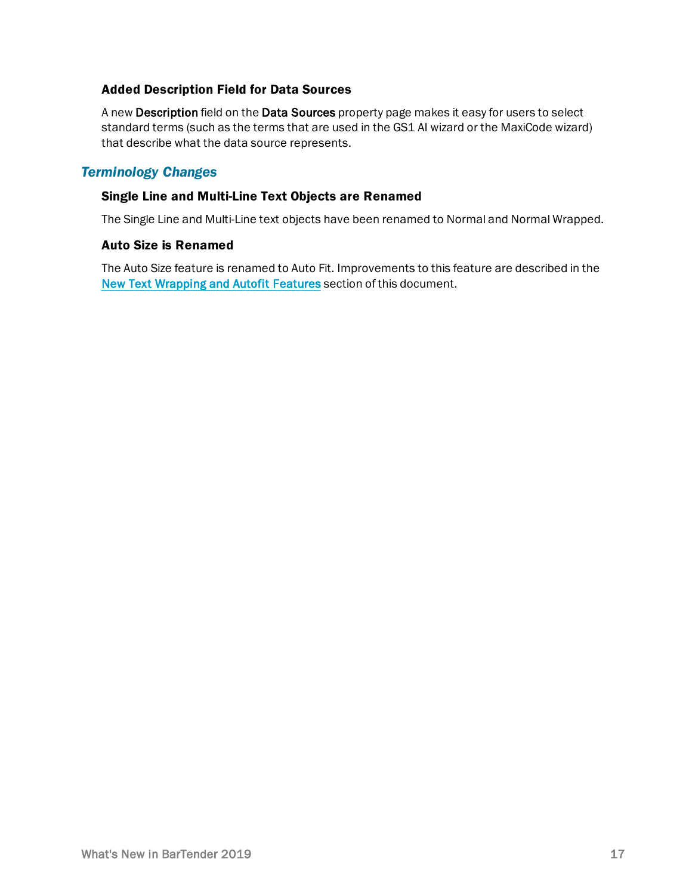### Added Description Field for Data Sources

A new **Description** field on the **Data Sources** property page makes it easy for users to select standard terms (such as the terms that are used in the GS1 AI wizard or the MaxiCode wizard) that describe what the data source represents.

## *Terminology Changes*

### Single Line and Multi-Line Text Objects are Renamed

The Single Line and Multi-Line text objects have been renamed to Normal and Normal Wrapped.

### Auto Size is Renamed

The Auto Size feature is renamed to Auto Fit. Improvements to this feature are described in the New Text Wrapping and Autofit Features section of this document.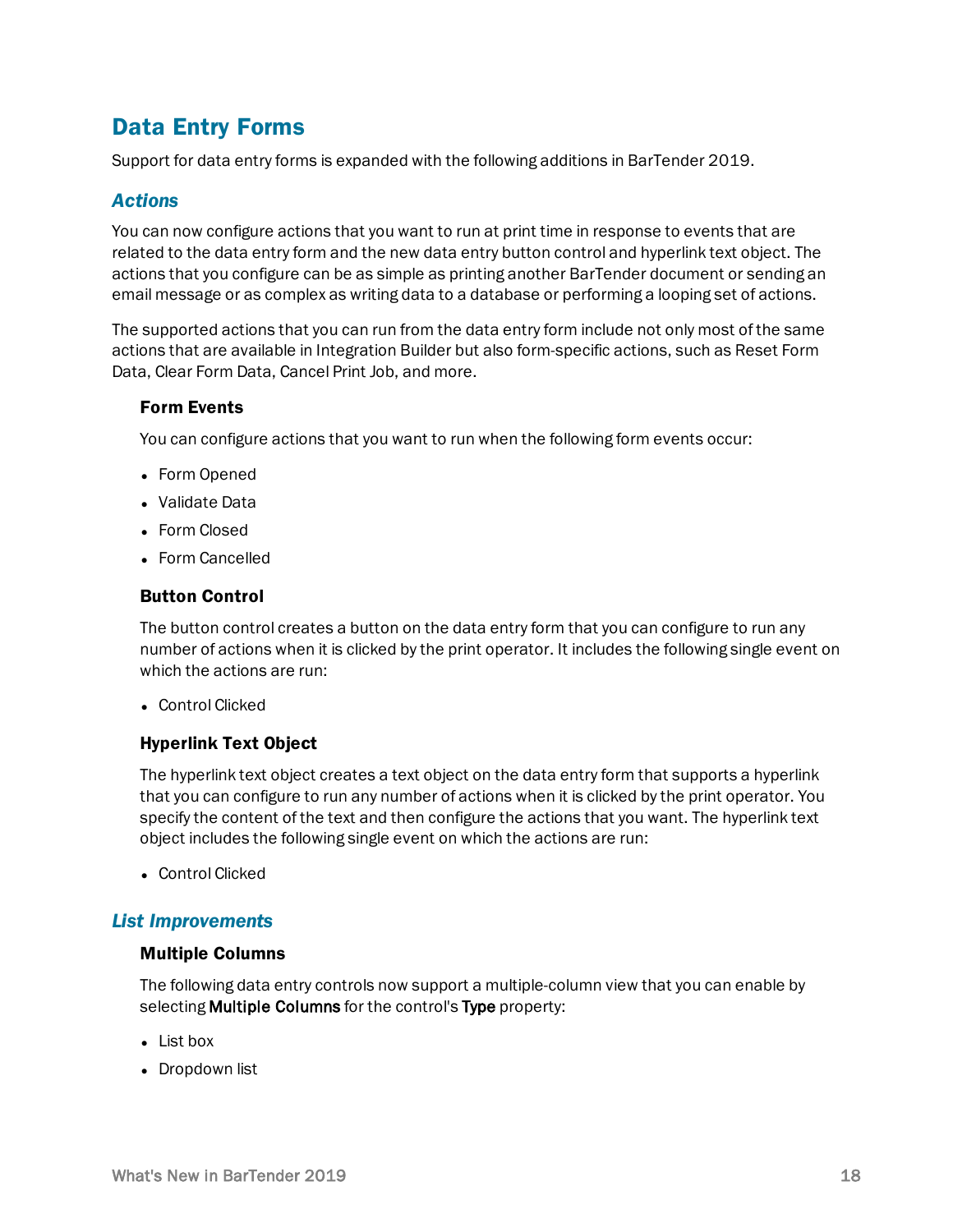# Data Entry Forms

Support for data entry forms is expanded with the following additions in BarTender 2019.

## *Actions*

You can now configure actions that you want to run at print time in response to events that are related to the data entry form and the new data entry button control and hyperlink text object. The actions that you configure can be as simple as printing another BarTender document or sending an email message or as complex as writing data to a database or performing a looping set of actions.

The supported actions that you can run from the data entry form include not only most of the same actions that are available in Integration Builder but also form-specific actions, such as Reset Form Data, Clear Form Data, Cancel Print Job, and more.

### Form Events

You can configure actions that you want to run when the following form events occur:

- Form Opened
- Validate Data
- Form Closed
- Form Cancelled

### Button Control

The button control creates a button on the data entry form that you can configure to run any number of actions when it is clicked by the print operator. It includes the following single event on which the actions are run:

- Control Clicked

### Hyperlink Text Object

The hyperlink text object creates a text object on the data entry form that supports a hyperlink that you can configure to run any number of actions when it is clicked by the print operator. You specify the content of the text and then configure the actions that you want. The hyperlink text object includes the following single event on which the actions are run:

- Control Clicked

## *List Improvements*

### Multiple Columns

The following data entry controls now support a multiple-column view that you can enable by selecting **Multiple Columns** for the control's **Type** property:

- List box
- Dropdown list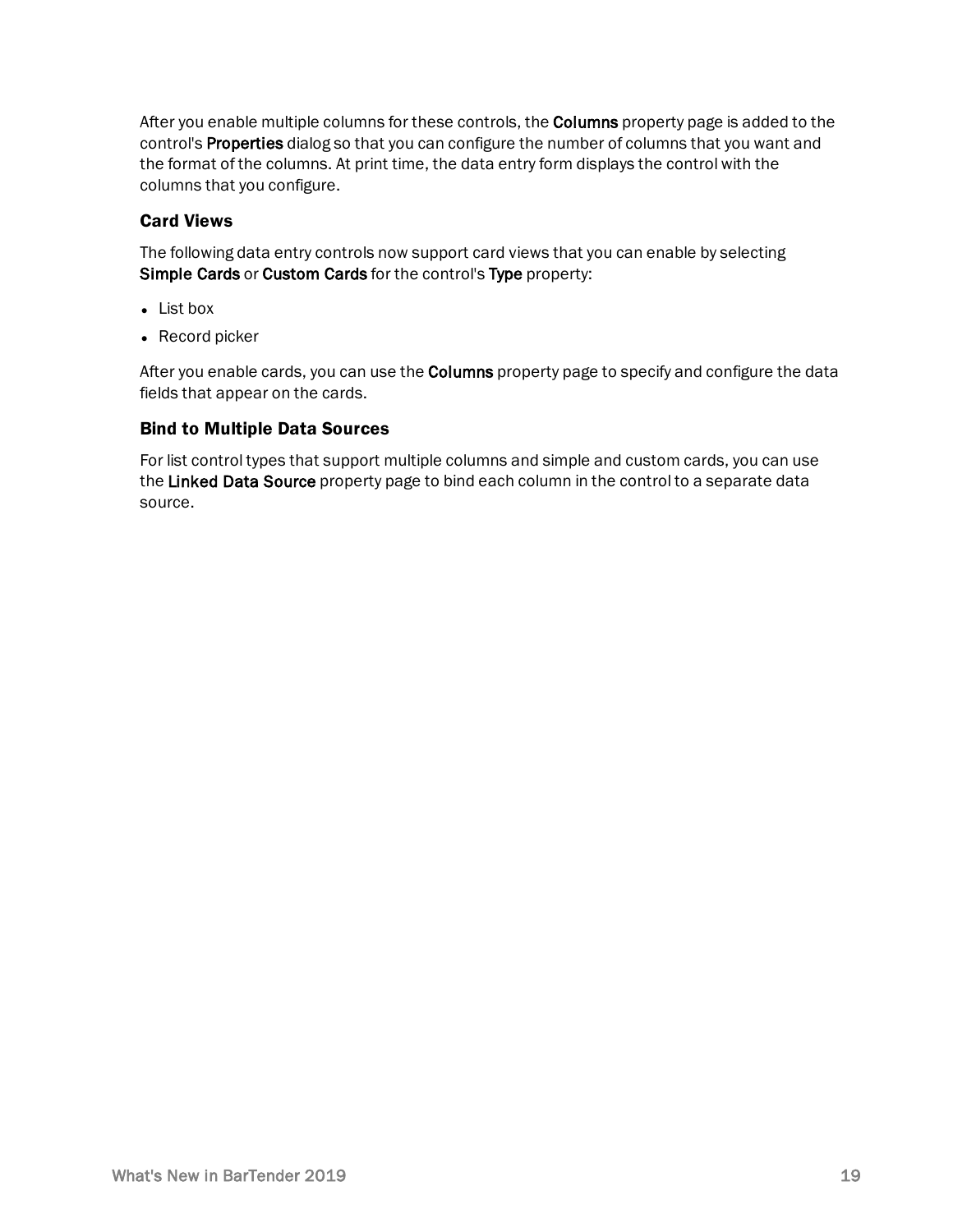After you enable multiple columns for these controls, the **Columns** property page is added to the control's **Properties** dialog so that you can configure the number of columns that you want and the format of the columns. At print time, the data entry form displays the control with the columns that you configure.

### Card Views

The following data entry controls now support card views that you can enable by selecting **Simple Cards** or **Custom Cards** for the control's **Type** property:

- List box
- Record picker

After you enable cards, you can use the **Columns** property page to specify and configure the data fields that appear on the cards.

### Bind to Multiple Data Sources

For list control types that support multiple columns and simple and custom cards, you can use the **Linked Data Source** property page to bind each column in the control to a separate data source.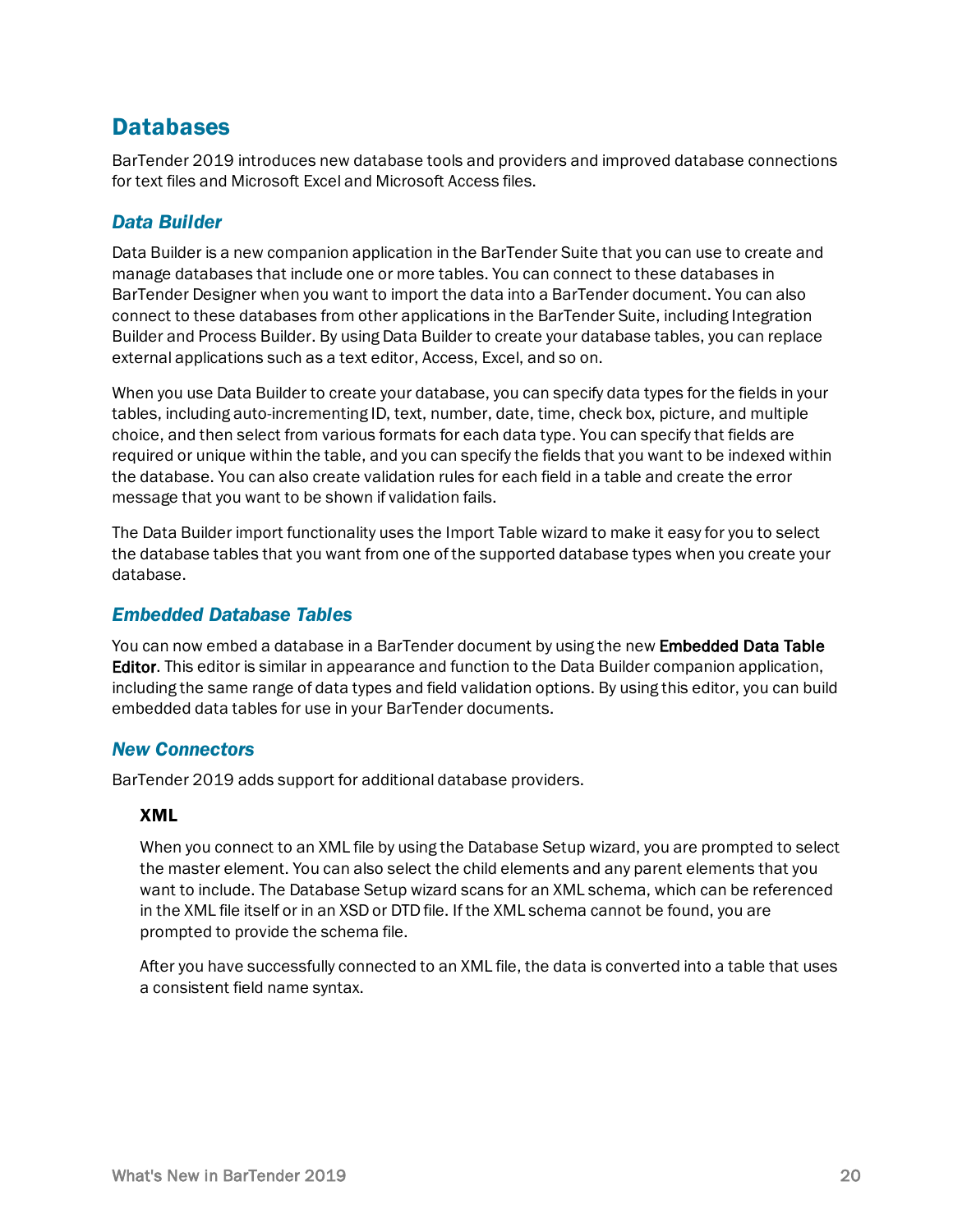## Databases

BarTender 2019 introduces new database tools and providers and improved database connections for text files and Microsoft Excel and Microsoft Access files.

### *Data Builder*

Data Builder is a new companion application in the BarTender Suite that you can use to create and manage databases that include one or more tables. You can connect to these databases in BarTender Designer when you want to import the data into a BarTender document. You can also connect to these databases from other applications in the BarTender Suite, including Integration Builder and Process Builder. By using Data Builder to create your database tables, you can replace external applications such as a text editor, Access, Excel, and so on.

When you use Data Builder to create your database, you can specify data types for the fields in your tables, including auto-incrementing ID, text, number, date, time, check box, picture, and multiple choice, and then select from various formats for each data type. You can specify that fields are required or unique within the table, and you can specify the fields that you want to be indexed within the database. You can also create validation rules for each field in a table and create the error message that you want to be shown if validation fails.

The Data Builder import functionality uses the Import Table wizard to make it easy for you to select the database tables that you want from one of the supported database types when you create your database.

### *Embedded Database Tables*

You can now embed a database in a BarTender document by using the new **Embedded Data Table Editor**. This editor is similar in appearance and function to the Data Builder companion application, including the same range of data types and field validation options. By using this editor, you can build embedded data tables for use in your BarTender documents.

### *New Connectors*

BarTender 2019 adds support for additional database providers.

#### XML

When you connect to an XML file by using the Database Setup wizard, you are prompted to select the master element. You can also select the child elements and any parent elements that you want to include. The Database Setup wizard scans for an XML schema, which can be referenced in the XML file itself or in an XSD or DTD file. If the XML schema cannot be found, you are prompted to provide the schema file.

After you have successfully connected to an XML file, the data is converted into a table that uses a consistent field name syntax.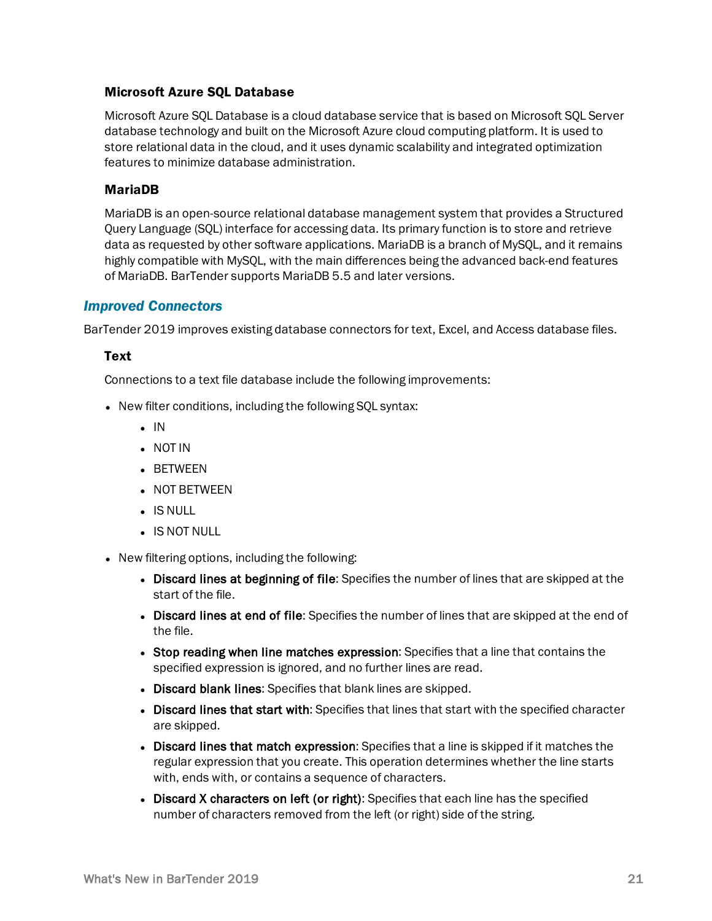### Microsoft Azure SQL Database

Microsoft Azure SQL Database is a cloud database service that is based on Microsoft SQL Server database technology and built on the Microsoft Azure cloud computing platform. It is used to store relational data in the cloud, and it uses dynamic scalability and integrated optimization features to minimize database administration.

### MariaDB

MariaDB is an open-source relational database management system that provides a Structured Query Language (SQL) interface for accessing data. Its primary function is to store and retrieve data as requested by other software applications. MariaDB is a branch of MySQL, and it remains highly compatible with MySQL, with the main differences being the advanced back-end features of MariaDB. BarTender supports MariaDB 5.5 and later versions.

## *Improved Connectors*

BarTender 2019 improves existing database connectors for text, Excel, and Access database files.

### Text

Connections to a text file database include the following improvements:

- New filter conditions, including the following SQL syntax:
    - IN
    - NOT IN
    - BETWEEN
    - NOT BETWEEN
    - IS NULL
    - IS NOT NULL
- New filtering options, including the following:
    - **Discard lines at beginning of file**: Specifies the number of lines that are skipped at the start of the file.
    - **Discard lines at end of file**: Specifies the number of lines that are skipped at the end of the file.
    - **Stop reading when line matches expression**: Specifies that a line that contains the specified expression is ignored, and no further lines are read.
    - **Discard blank lines**: Specifies that blank lines are skipped.
    - **Discard lines that start with**: Specifies that lines that start with the specified character are skipped.
    - **Discard lines that match expression**: Specifies that a line is skipped if it matches the regular expression that you create. This operation determines whether the line starts with, ends with, or contains a sequence of characters.
    - **Discard X characters on left (or right)**: Specifies that each line has the specified number of characters removed from the left (or right) side of the string.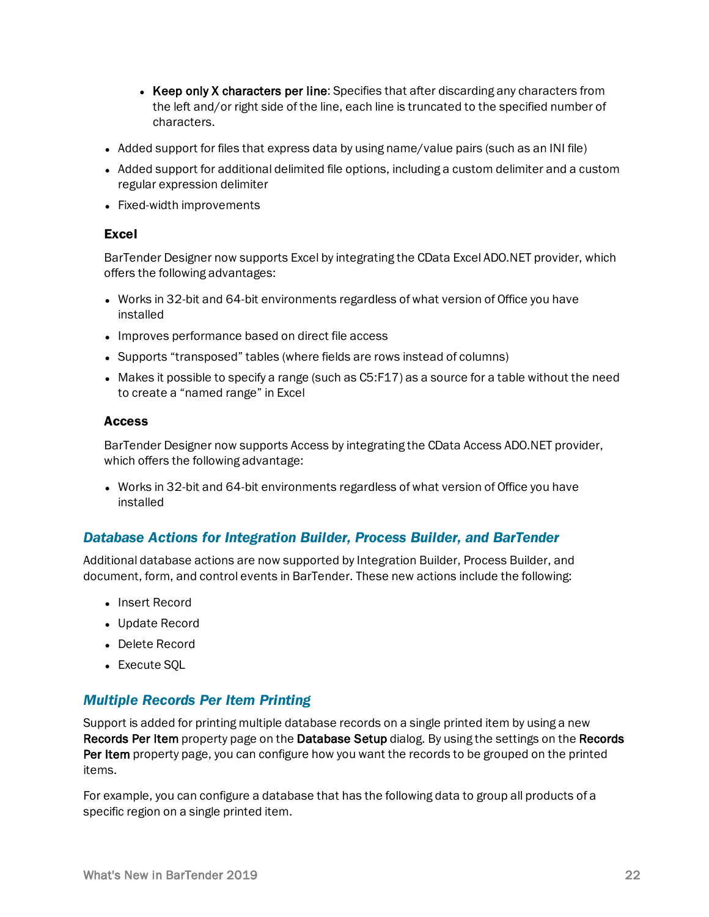- **Keep only X characters per line**: Specifies that after discarding any characters from the left and/or right side of the line, each line is truncated to the specified number of characters.
- Added support for files that express data by using name/value pairs (such as an INI file)
- Added support for additional delimited file options, including a custom delimiter and a custom regular expression delimiter
- Fixed-width improvements

### Excel

BarTender Designer now supports Excel by integrating the CData Excel ADO.NET provider, which offers the following advantages:

- Works in 32-bit and 64-bit environments regardless of what version of Office you have installed
- Improves performance based on direct file access
- Supports "transposed" tables (where fields are rows instead of columns)
- Makes it possible to specify a range (such as C5:F17) as a source for a table without the need to create a "named range" in Excel

### Access

BarTender Designer now supports Access by integrating the CData Access ADO.NET provider, which offers the following advantage:

- Works in 32-bit and 64-bit environments regardless of what version of Office you have installed

## *Database Actions for Integration Builder, Process Builder, and BarTender*

Additional database actions are now supported by Integration Builder, Process Builder, and document, form, and control events in BarTender. These new actions include the following:

- Insert Record
- Update Record
- Delete Record
- Execute SQL

## *Multiple Records Per Item Printing*

Support is added for printing multiple database records on a single printed item by using a new **Records Per Item** property page on the **Database Setup** dialog. By using the settings on the **Records Per Item** property page, you can configure how you want the records to be grouped on the printed items.

For example, you can configure a database that has the following data to group all products of a specific region on a single printed item.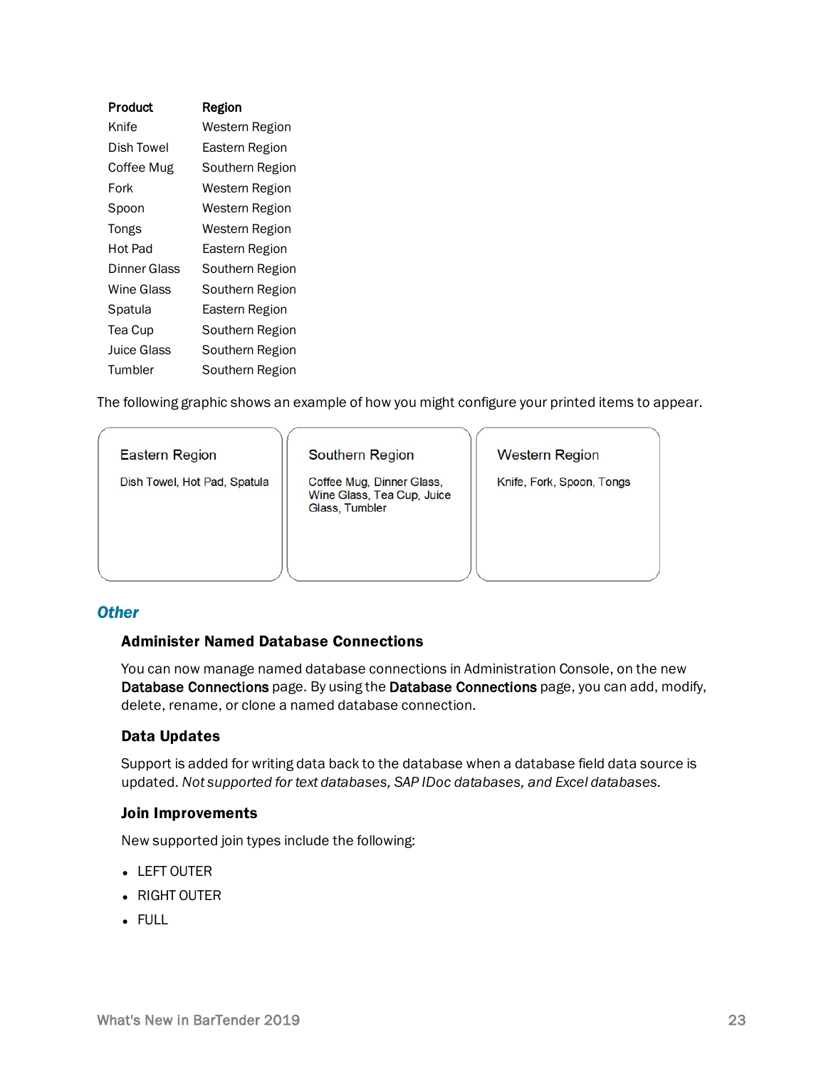| Product | Region |
| --- | --- |
| Knife | Western Region |
| Dish Towel | Eastern Region |
| Coffee Mug | Southern Region |
| Fork | Western Region |
| Spoon | Western Region |
| Tongs | Western Region |
| Hot Pad | Eastern Region |
| Dinner Glass | Southern Region |
| Wine Glass | Southern Region |
| Spatula | Eastern Region |
| Tea Cup | Southern Region |
| Juice Glass | Southern Region |
| Tumbler | Southern Region |

The following graphic shows an example of how you might configure your printed items to appear.

| Eastern Region | Southern Region | Western Region |
| --- | --- | --- |
| Dish Towel, Hot Pad, Spatula | Coffee Mug, Dinner Glass, Wine Glass, Tea Cup, Juice Glass, Tumbler | Knife, Fork, Spoon, Tongs |

## *Other*

### Administer Named Database Connections

You can now manage named database connections in Administration Console, on the new **Database Connections** page. By using the **Database Connections** page, you can add, modify, delete, rename, or clone a named database connection.

### Data Updates

Support is added for writing data back to the database when a database field data source is updated. *Not supported for text databases, SAP IDoc databases, and Excel databases.*

### Join Improvements

New supported join types include the following:

- LEFT OUTER
- RIGHT OUTER
- FULL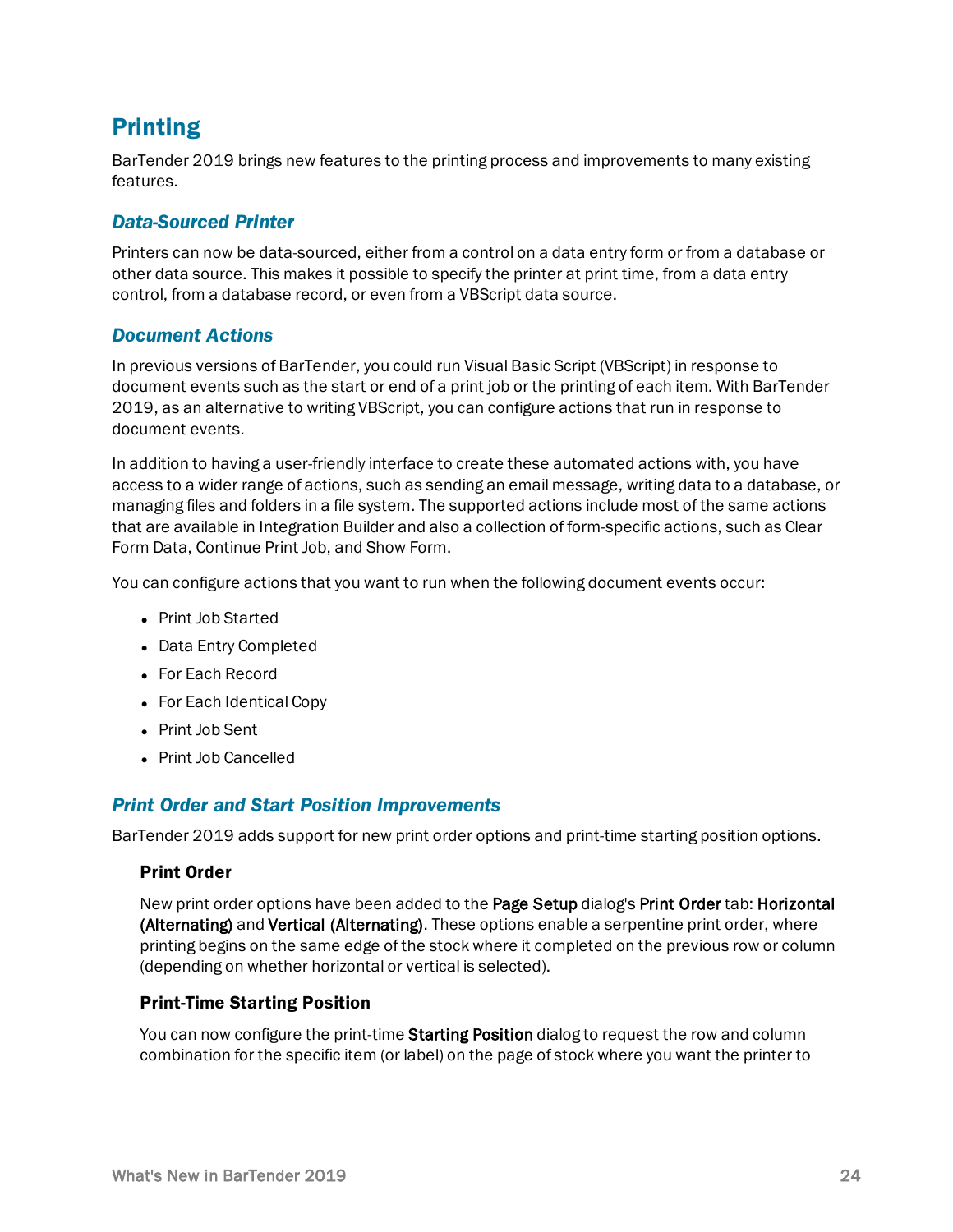# Printing

BarTender 2019 brings new features to the printing process and improvements to many existing features.

## *Data-Sourced Printer*

Printers can now be data-sourced, either from a control on a data entry form or from a database or other data source. This makes it possible to specify the printer at print time, from a data entry control, from a database record, or even from a VBScript data source.

## *Document Actions*

In previous versions of BarTender, you could run Visual Basic Script (VBScript) in response to document events such as the start or end of a print job or the printing of each item. With BarTender 2019, as an alternative to writing VBScript, you can configure actions that run in response to document events.

In addition to having a user-friendly interface to create these automated actions with, you have access to a wider range of actions, such as sending an email message, writing data to a database, or managing files and folders in a file system. The supported actions include most of the same actions that are available in Integration Builder and also a collection of form-specific actions, such as Clear Form Data, Continue Print Job, and Show Form.

You can configure actions that you want to run when the following document events occur:

- Print Job Started
- Data Entry Completed
- For Each Record
- For Each Identical Copy
- Print Job Sent
- Print Job Cancelled

## *Print Order and Start Position Improvements*

BarTender 2019 adds support for new print order options and print-time starting position options.

### Print Order

New print order options have been added to the **Page Setup** dialog's **Print Order** tab: **Horizontal (Alternating)** and **Vertical (Alternating)**. These options enable a serpentine print order, where printing begins on the same edge of the stock where it completed on the previous row or column (depending on whether horizontal or vertical is selected).

### Print-Time Starting Position

You can now configure the print-time **Starting Position** dialog to request the row and column combination for the specific item (or label) on the page of stock where you want the printer to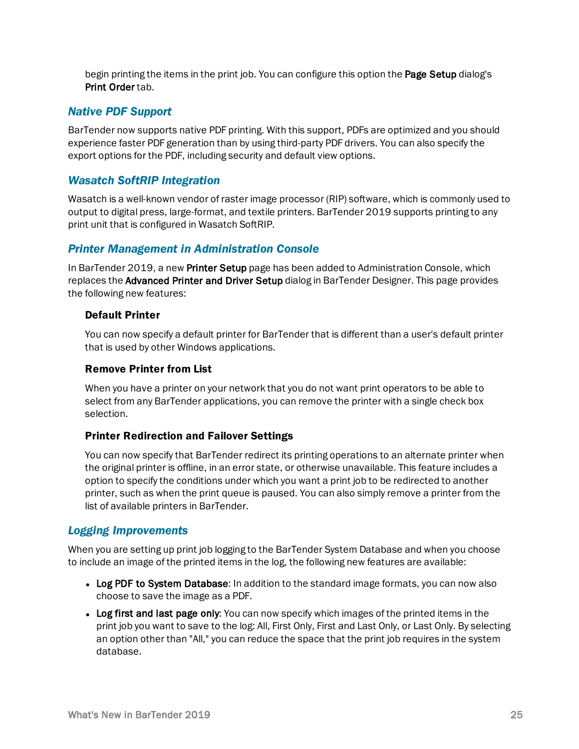begin printing the items in the print job. You can configure this option the **Page Setup** dialog's **Print Order** tab.

### *Native PDF Support*

BarTender now supports native PDF printing. With this support, PDFs are optimized and you should experience faster PDF generation than by using third-party PDF drivers. You can also specify the export options for the PDF, including security and default view options.

### *Wasatch SoftRIP Integration*

Wasatch is a well-known vendor of raster image processor (RIP) software, which is commonly used to output to digital press, large-format, and textile printers. BarTender 2019 supports printing to any print unit that is configured in Wasatch SoftRIP.

### *Printer Management in Administration Console*

In BarTender 2019, a new **Printer Setup** page has been added to Administration Console, which replaces the **Advanced Printer and Driver Setup** dialog in BarTender Designer. This page provides the following new features:

#### Default Printer

You can now specify a default printer for BarTender that is different than a user's default printer that is used by other Windows applications.

#### Remove Printer from List

When you have a printer on your network that you do not want print operators to be able to select from any BarTender applications, you can remove the printer with a single check box selection.

#### Printer Redirection and Failover Settings

You can now specify that BarTender redirect its printing operations to an alternate printer when the original printer is offline, in an error state, or otherwise unavailable. This feature includes a option to specify the conditions under which you want a print job to be redirected to another printer, such as when the print queue is paused. You can also simply remove a printer from the list of available printers in BarTender.

### *Logging Improvements*

When you are setting up print job logging to the BarTender System Database and when you choose to include an image of the printed items in the log, the following new features are available:

- **Log PDF to System Database**: In addition to the standard image formats, you can now also choose to save the image as a PDF.
- **Log first and last page only**: You can now specify which images of the printed items in the print job you want to save to the log: All, First Only, First and Last Only, or Last Only. By selecting an option other than "All," you can reduce the space that the print job requires in the system database.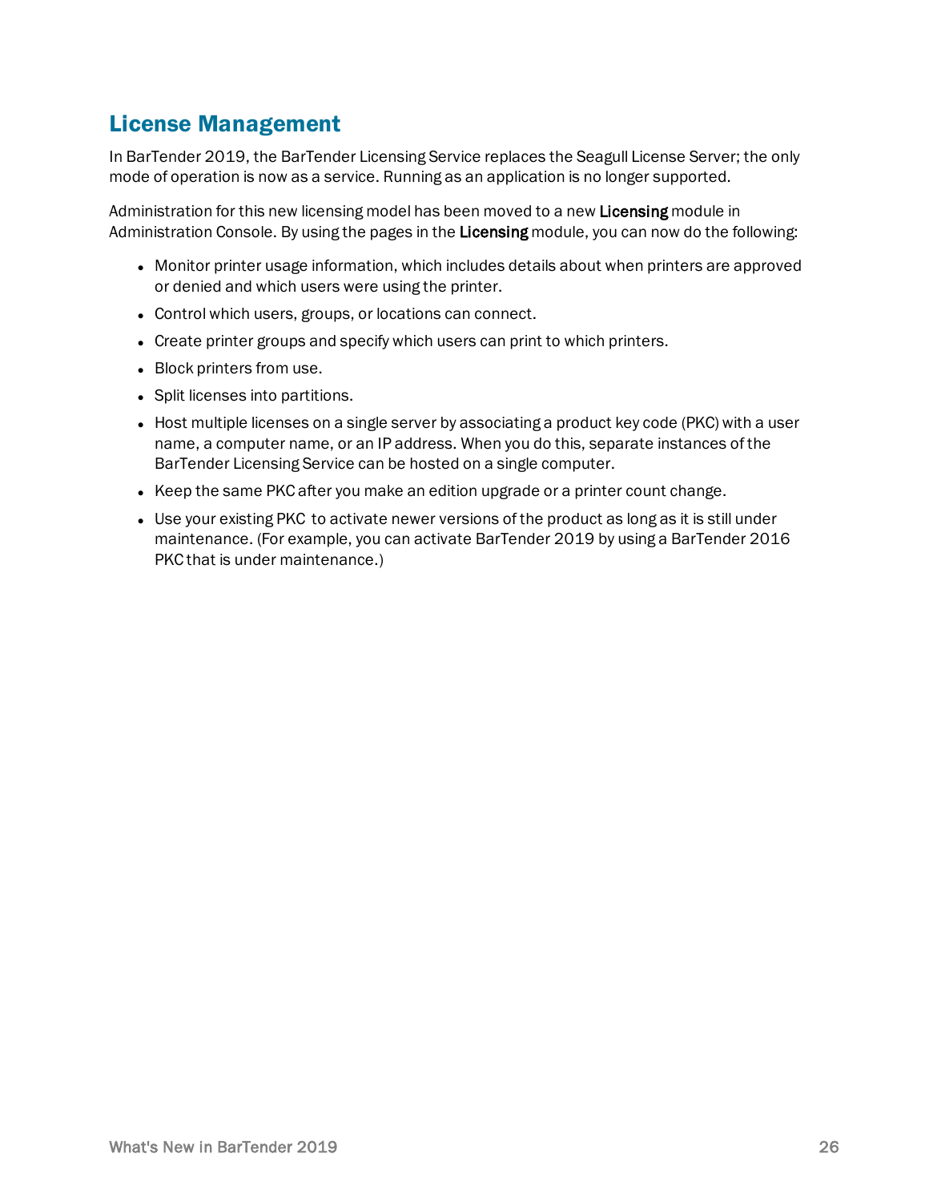## License Management

In BarTender 2019, the BarTender Licensing Service replaces the Seagull License Server; the only mode of operation is now as a service. Running as an application is no longer supported.

Administration for this new licensing model has been moved to a new **Licensing** module in Administration Console. By using the pages in the **Licensing** module, you can now do the following:

- Monitor printer usage information, which includes details about when printers are approved or denied and which users were using the printer.
- Control which users, groups, or locations can connect.
- Create printer groups and specify which users can print to which printers.
- Block printers from use.
- Split licenses into partitions.
- Host multiple licenses on a single server by associating a product key code (PKC) with a user name, a computer name, or an IP address. When you do this, separate instances of the BarTender Licensing Service can be hosted on a single computer.
- Keep the same PKC after you make an edition upgrade or a printer count change.
- Use your existing PKC to activate newer versions of the product as long as it is still under maintenance. (For example, you can activate BarTender 2019 by using a BarTender 2016 PKC that is under maintenance.)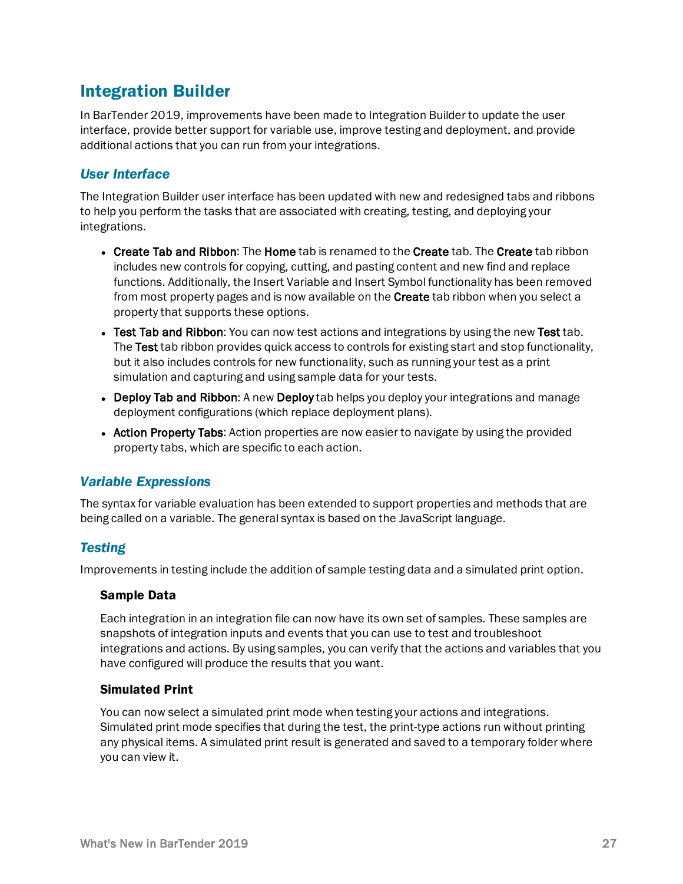# Integration Builder

In BarTender 2019, improvements have been made to Integration Builder to update the user interface, provide better support for variable use, improve testing and deployment, and provide additional actions that you can run from your integrations.

## *User Interface*

The Integration Builder user interface has been updated with new and redesigned tabs and ribbons to help you perform the tasks that are associated with creating, testing, and deploying your integrations.

- **Create Tab and Ribbon**: The **Home** tab is renamed to the **Create** tab. The **Create** tab ribbon includes new controls for copying, cutting, and pasting content and new find and replace functions. Additionally, the Insert Variable and Insert Symbol functionality has been removed from most property pages and is now available on the **Create** tab ribbon when you select a property that supports these options.
- **Test Tab and Ribbon**: You can now test actions and integrations by using the new **Test** tab. The **Test** tab ribbon provides quick access to controls for existing start and stop functionality, but it also includes controls for new functionality, such as running your test as a print simulation and capturing and using sample data for your tests.
- **Deploy Tab and Ribbon**: A new **Deploy** tab helps you deploy your integrations and manage deployment configurations (which replace deployment plans).
- **Action Property Tabs**: Action properties are now easier to navigate by using the provided property tabs, which are specific to each action.

## *Variable Expressions*

The syntax for variable evaluation has been extended to support properties and methods that are being called on a variable. The general syntax is based on the JavaScript language.

## *Testing*

Improvements in testing include the addition of sample testing data and a simulated print option.

### Sample Data

Each integration in an integration file can now have its own set of samples. These samples are snapshots of integration inputs and events that you can use to test and troubleshoot integrations and actions. By using samples, you can verify that the actions and variables that you have configured will produce the results that you want.

### Simulated Print

You can now select a simulated print mode when testing your actions and integrations. Simulated print mode specifies that during the test, the print-type actions run without printing any physical items. A simulated print result is generated and saved to a temporary folder where you can view it.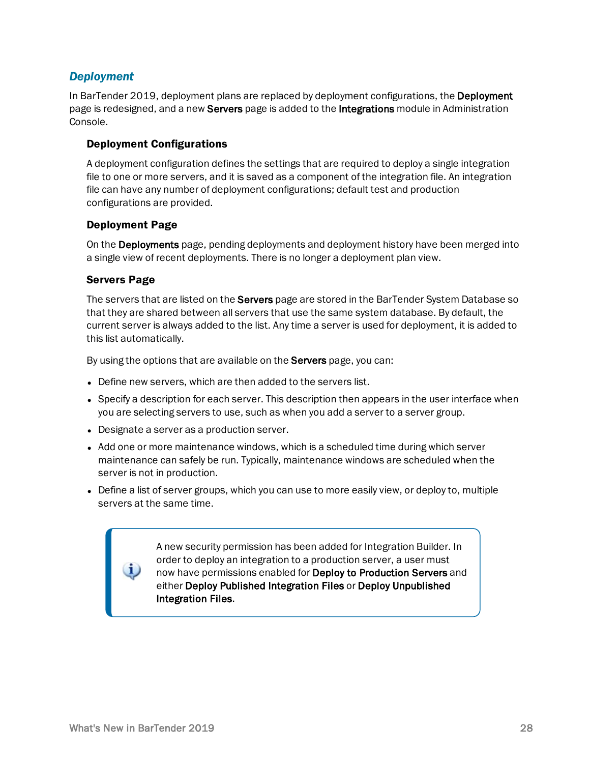### *Deployment*

In BarTender 2019, deployment plans are replaced by deployment configurations, the **Deployment** page is redesigned, and a new **Servers** page is added to the **Integrations** module in Administration Console.

#### Deployment Configurations

A deployment configuration defines the settings that are required to deploy a single integration file to one or more servers, and it is saved as a component of the integration file. An integration file can have any number of deployment configurations; default test and production configurations are provided.

#### Deployment Page

On the **Deployments** page, pending deployments and deployment history have been merged into a single view of recent deployments. There is no longer a deployment plan view.

#### Servers Page

The servers that are listed on the **Servers** page are stored in the BarTender System Database so that they are shared between all servers that use the same system database. By default, the current server is always added to the list. Any time a server is used for deployment, it is added to this list automatically.

By using the options that are available on the **Servers** page, you can:

- Define new servers, which are then added to the servers list.
- Specify a description for each server. This description then appears in the user interface when you are selecting servers to use, such as when you add a server to a server group.
- Designate a server as a production server.
- Add one or more maintenance windows, which is a scheduled time during which server maintenance can safely be run. Typically, maintenance windows are scheduled when the server is not in production.
- Define a list of server groups, which you can use to more easily view, or deploy to, multiple servers at the same time.

> A new security permission has been added for Integration Builder. In order to deploy an integration to a production server, a user must now have permissions enabled for **Deploy to Production Servers** and either **Deploy Published Integration Files** or **Deploy Unpublished Integration Files**.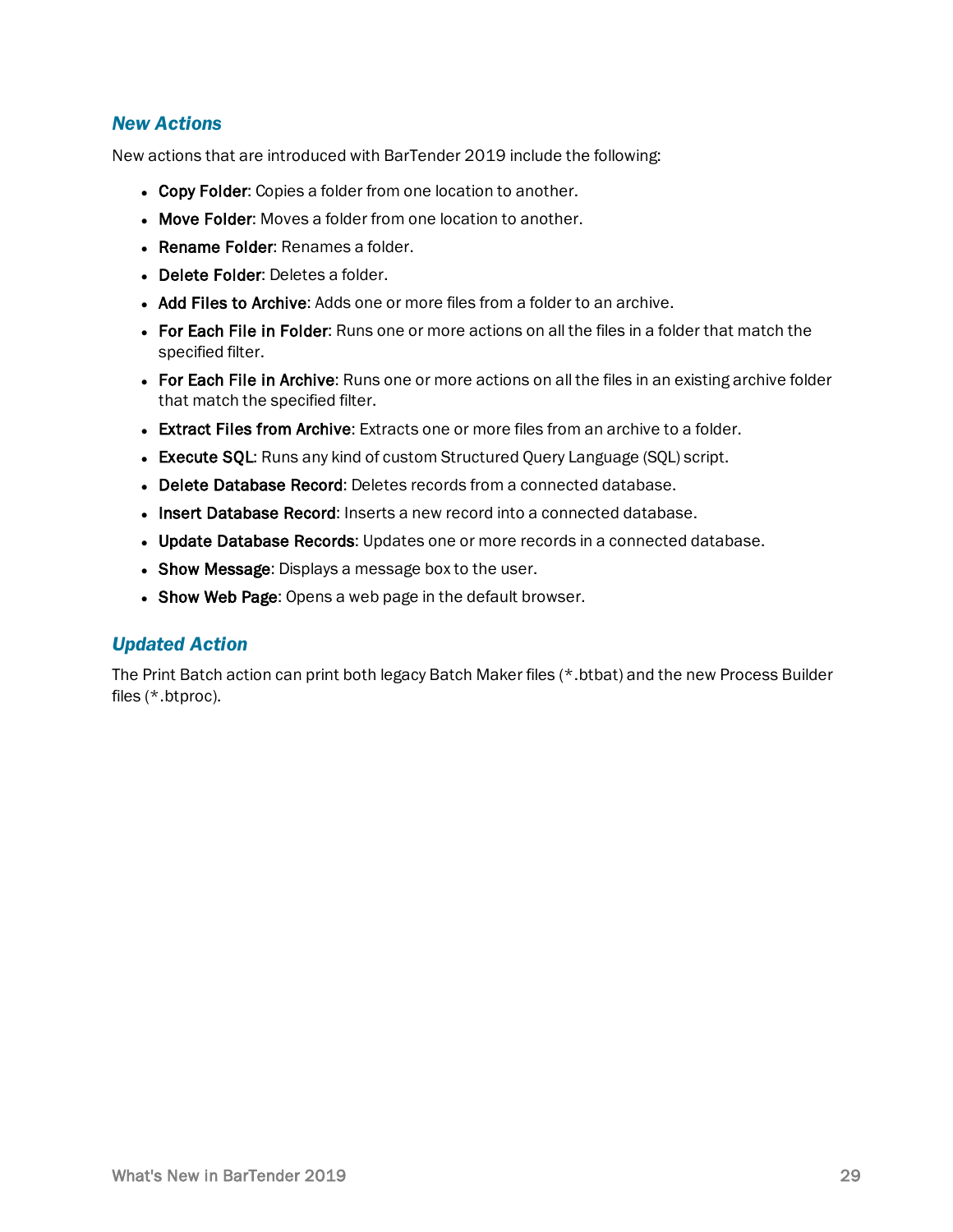### *New Actions*

New actions that are introduced with BarTender 2019 include the following:

- **Copy Folder**: Copies a folder from one location to another.
- **Move Folder**: Moves a folder from one location to another.
- **Rename Folder**: Renames a folder.
- **Delete Folder**: Deletes a folder.
- **Add Files to Archive**: Adds one or more files from a folder to an archive.
- **For Each File in Folder**: Runs one or more actions on all the files in a folder that match the specified filter.
- **For Each File in Archive**: Runs one or more actions on all the files in an existing archive folder that match the specified filter.
- **Extract Files from Archive**: Extracts one or more files from an archive to a folder.
- **Execute SQL**: Runs any kind of custom Structured Query Language (SQL) script.
- **Delete Database Record**: Deletes records from a connected database.
- **Insert Database Record**: Inserts a new record into a connected database.
- **Update Database Records**: Updates one or more records in a connected database.
- **Show Message**: Displays a message box to the user.
- **Show Web Page**: Opens a web page in the default browser.

### *Updated Action*

The Print Batch action can print both legacy Batch Maker files (*.btbat) and the new Process Builder files (*.btproc).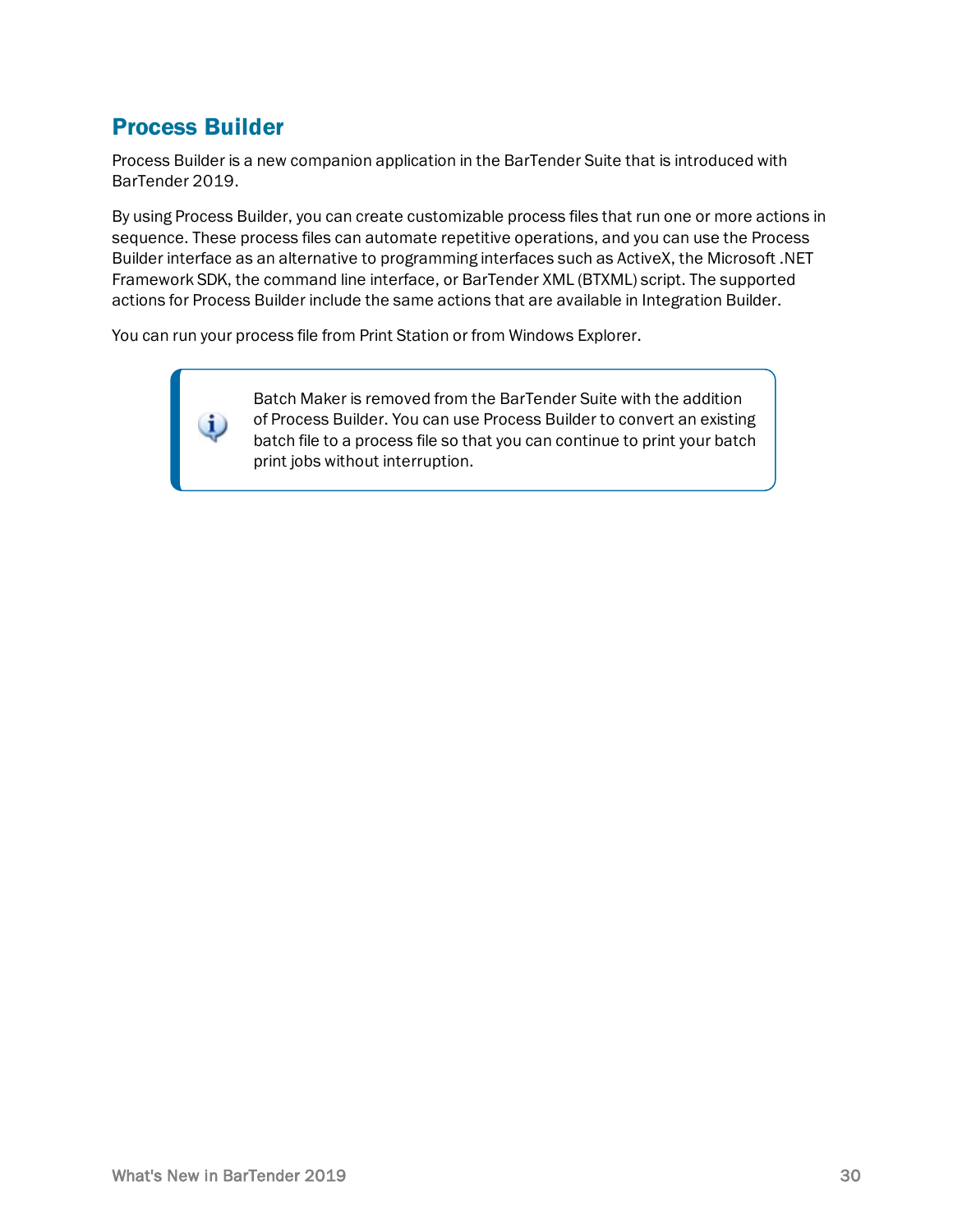## Process Builder

Process Builder is a new companion application in the BarTender Suite that is introduced with BarTender 2019.

By using Process Builder, you can create customizable process files that run one or more actions in sequence. These process files can automate repetitive operations, and you can use the Process Builder interface as an alternative to programming interfaces such as ActiveX, the Microsoft .NET Framework SDK, the command line interface, or BarTender XML (BTXML) script. The supported actions for Process Builder include the same actions that are available in Integration Builder.

You can run your process file from Print Station or from Windows Explorer.

> Batch Maker is removed from the BarTender Suite with the addition of Process Builder. You can use Process Builder to convert an existing batch file to a process file so that you can continue to print your batch print jobs without interruption.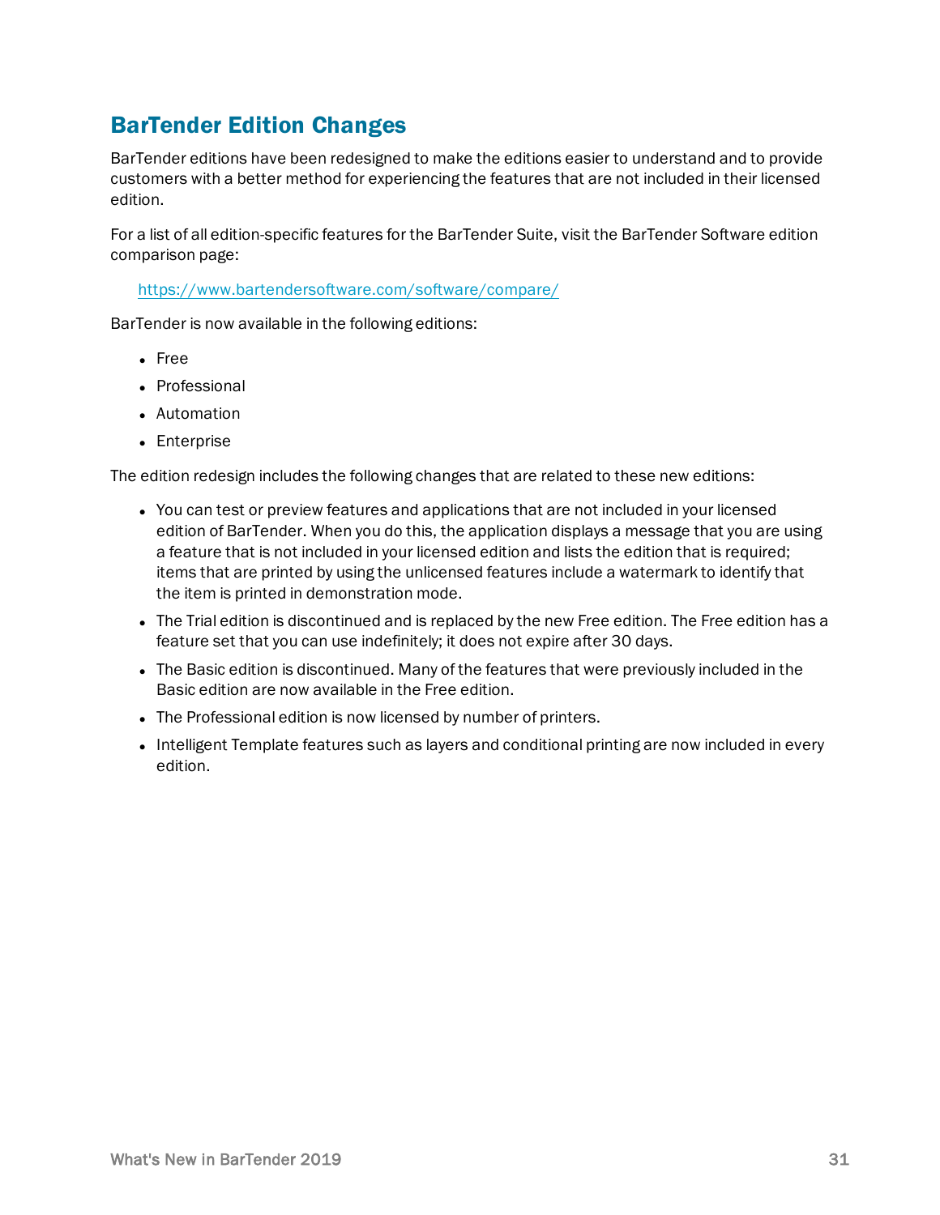## BarTender Edition Changes

BarTender editions have been redesigned to make the editions easier to understand and to provide customers with a better method for experiencing the features that are not included in their licensed edition.

For a list of all edition-specific features for the BarTender Suite, visit the BarTender Software edition comparison page:

[https://www.bartendersoftware.com/software/compare/](https://www.bartendersoftware.com/software/compare/)

BarTender is now available in the following editions:

- Free
- Professional
- Automation
- Enterprise

The edition redesign includes the following changes that are related to these new editions:

- You can test or preview features and applications that are not included in your licensed edition of BarTender. When you do this, the application displays a message that you are using a feature that is not included in your licensed edition and lists the edition that is required; items that are printed by using the unlicensed features include a watermark to identify that the item is printed in demonstration mode.
- The Trial edition is discontinued and is replaced by the new Free edition. The Free edition has a feature set that you can use indefinitely; it does not expire after 30 days.
- The Basic edition is discontinued. Many of the features that were previously included in the Basic edition are now available in the Free edition.
- The Professional edition is now licensed by number of printers.
- Intelligent Template features such as layers and conditional printing are now included in every edition.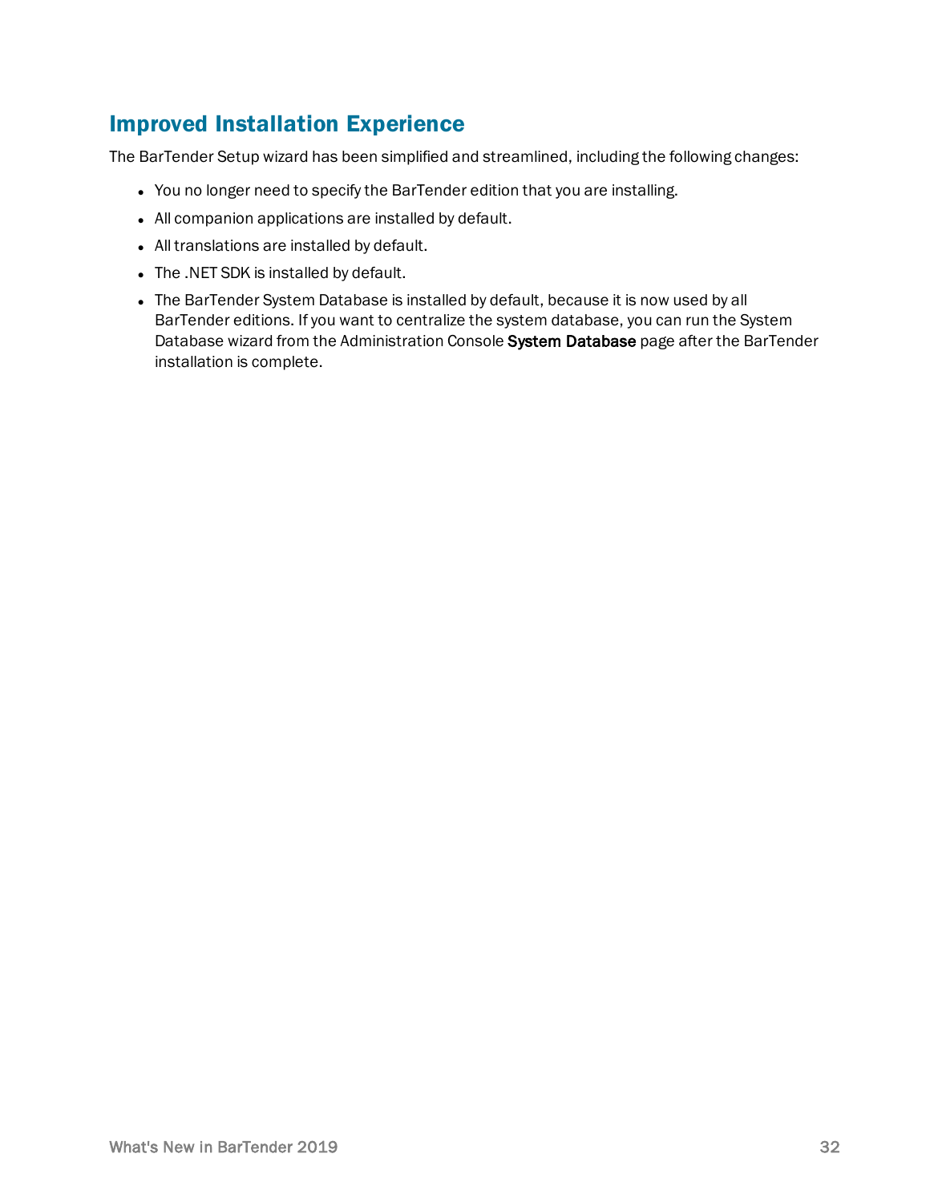## Improved Installation Experience

The BarTender Setup wizard has been simplified and streamlined, including the following changes:

- You no longer need to specify the BarTender edition that you are installing.
- All companion applications are installed by default.
- All translations are installed by default.
- The .NET SDK is installed by default.
- The BarTender System Database is installed by default, because it is now used by all BarTender editions. If you want to centralize the system database, you can run the System Database wizard from the Administration Console **System Database** page after the BarTender installation is complete.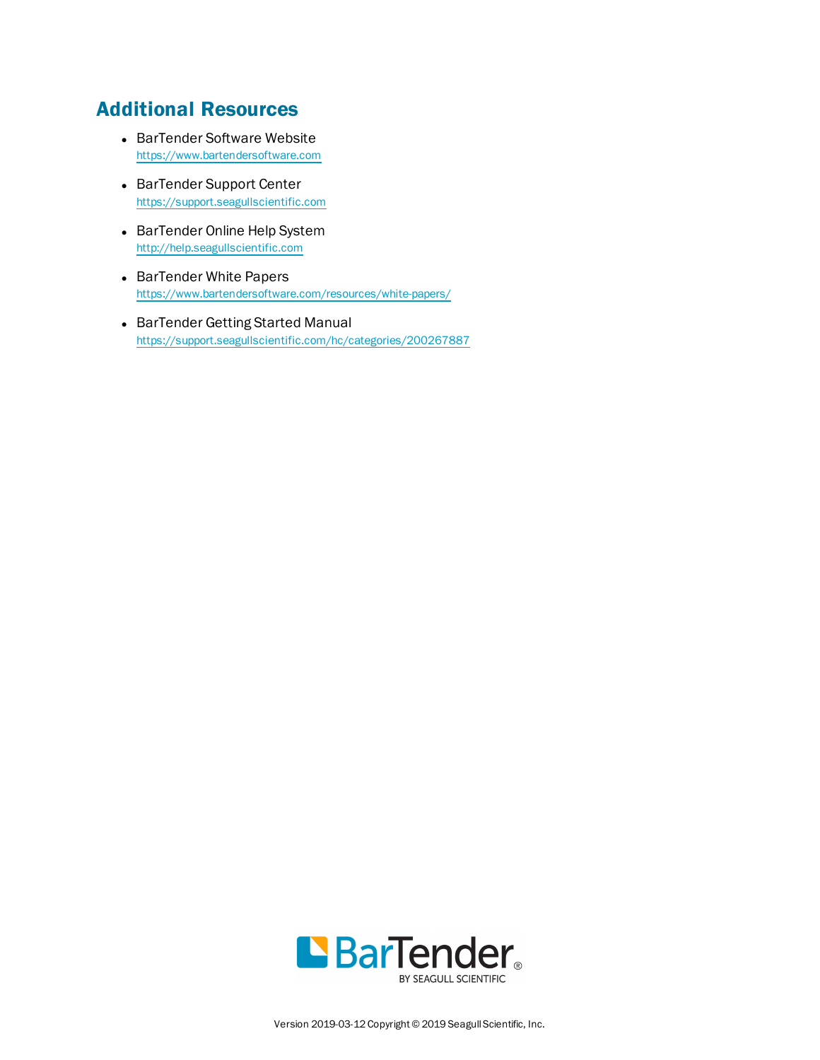## Additional Resources

- BarTender Software Website
  https://www.bartendersoftware.com
- BarTender Support Center
  https://support.seagullscientific.com
- BarTender Online Help System
  http://help.seagullscientific.com
- BarTender White Papers
  https://www.bartendersoftware.com/resources/white-papers/
- BarTender Getting Started Manual
  https://support.seagullscientific.com/hc/categories/200267887

BarTender®
BY SEAGULL SCIENTIFIC

Version 2019-03-12 Copyright © 2019 Seagull Scientific, Inc.